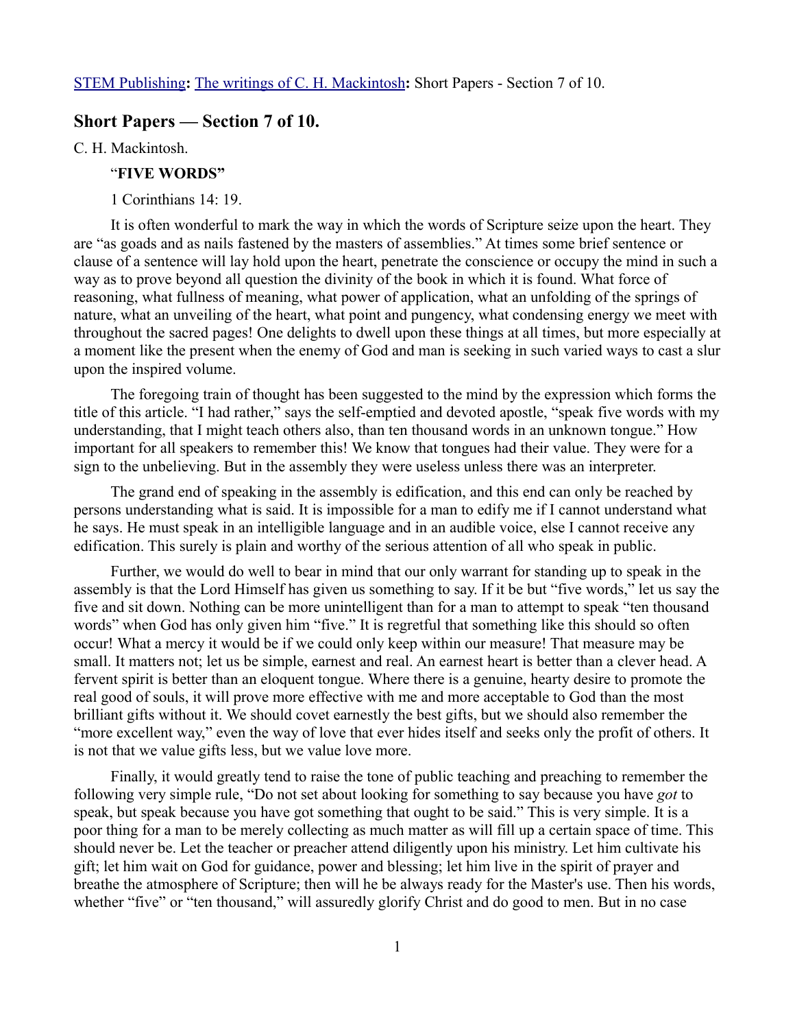STEM Publishing**:** The writings of C. H. Mackintosh**:** Short Papers - Section 7 of 10.

## Short Papers — Section 7 of 10.

C. H. Mackintosh.

### "FIVE WORDS"

1 Corinthians 14: 19.

It is often wonderful to mark the way in which the words of Scripture seize upon the heart. They are "as goads and as nails fastened by the masters of assemblies." At times some brief sentence or clause of a sentence will lay hold upon the heart, penetrate the conscience or occupy the mind in such a way as to prove beyond all question the divinity of the book in which it is found. What force of reasoning, what fullness of meaning, what power of application, what an unfolding of the springs of nature, what an unveiling of the heart, what point and pungency, what condensing energy we meet with throughout the sacred pages! One delights to dwell upon these things at all times, but more especially at a moment like the present when the enemy of God and man is seeking in such varied ways to cast a slur upon the inspired volume.

The foregoing train of thought has been suggested to the mind by the expression which forms the title of this article. "I had rather," says the self-emptied and devoted apostle, "speak five words with my understanding, that I might teach others also, than ten thousand words in an unknown tongue." How important for all speakers to remember this! We know that tongues had their value. They were for a sign to the unbelieving. But in the assembly they were useless unless there was an interpreter.

The grand end of speaking in the assembly is edification, and this end can only be reached by persons understanding what is said. It is impossible for a man to edify me if I cannot understand what he says. He must speak in an intelligible language and in an audible voice, else I cannot receive any edification. This surely is plain and worthy of the serious attention of all who speak in public.

Further, we would do well to bear in mind that our only warrant for standing up to speak in the assembly is that the Lord Himself has given us something to say. If it be but "five words," let us say the five and sit down. Nothing can be more unintelligent than for a man to attempt to speak "ten thousand words" when God has only given him "five." It is regretful that something like this should so often occur! What a mercy it would be if we could only keep within our measure! That measure may be small. It matters not; let us be simple, earnest and real. An earnest heart is better than a clever head. A fervent spirit is better than an eloquent tongue. Where there is a genuine, hearty desire to promote the real good of souls, it will prove more effective with me and more acceptable to God than the most brilliant gifts without it. We should covet earnestly the best gifts, but we should also remember the "more excellent way," even the way of love that ever hides itself and seeks only the profit of others. It is not that we value gifts less, but we value love more.

Finally, it would greatly tend to raise the tone of public teaching and preaching to remember the following very simple rule, "Do not set about looking for something to say because you have *got* to speak, but speak because you have got something that ought to be said." This is very simple. It is a poor thing for a man to be merely collecting as much matter as will fill up a certain space of time. This should never be. Let the teacher or preacher attend diligently upon his ministry. Let him cultivate his gift; let him wait on God for guidance, power and blessing; let him live in the spirit of prayer and breathe the atmosphere of Scripture; then will he be always ready for the Master's use. Then his words, whether "five" or "ten thousand," will assuredly glorify Christ and do good to men. But in no case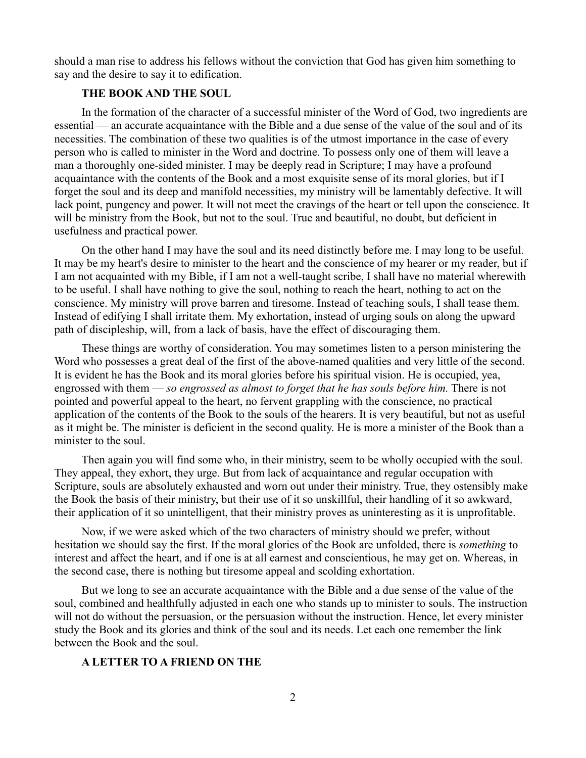should a man rise to address his fellows without the conviction that God has given him something to say and the desire to say it to edification.

## THE BOOK AND THE SOUL

In the formation of the character of a successful minister of the Word of God, two ingredients are essential — an accurate acquaintance with the Bible and a due sense of the value of the soul and of its necessities. The combination of these two qualities is of the utmost importance in the case of every person who is called to minister in the Word and doctrine. To possess only one of them will leave a man a thoroughly one-sided minister. I may be deeply read in Scripture; I may have a profound acquaintance with the contents of the Book and a most exquisite sense of its moral glories, but if I forget the soul and its deep and manifold necessities, my ministry will be lamentably defective. It will lack point, pungency and power. It will not meet the cravings of the heart or tell upon the conscience. It will be ministry from the Book, but not to the soul. True and beautiful, no doubt, but deficient in usefulness and practical power.

On the other hand I may have the soul and its need distinctly before me. I may long to be useful. It may be my heart's desire to minister to the heart and the conscience of my hearer or my reader, but if I am not acquainted with my Bible, if I am not a well-taught scribe, I shall have no material wherewith to be useful. I shall have nothing to give the soul, nothing to reach the heart, nothing to act on the conscience. My ministry will prove barren and tiresome. Instead of teaching souls, I shall tease them. Instead of edifying I shall irritate them. My exhortation, instead of urging souls on along the upward path of discipleship, will, from a lack of basis, have the effect of discouraging them.

These things are worthy of consideration. You may sometimes listen to a person ministering the Word who possesses a great deal of the first of the above-named qualities and very little of the second. It is evident he has the Book and its moral glories before his spiritual vision. He is occupied, yea, engrossed with them — *so engrossed as almost to forget that he has souls before him.* There is not pointed and powerful appeal to the heart, no fervent grappling with the conscience, no practical application of the contents of the Book to the souls of the hearers. It is very beautiful, but not as useful as it might be. The minister is deficient in the second quality. He is more a minister of the Book than a minister to the soul.

Then again you will find some who, in their ministry, seem to be wholly occupied with the soul. They appeal, they exhort, they urge. But from lack of acquaintance and regular occupation with Scripture, souls are absolutely exhausted and worn out under their ministry. True, they ostensibly make the Book the basis of their ministry, but their use of it so unskillful, their handling of it so awkward, their application of it so unintelligent, that their ministry proves as uninteresting as it is unprofitable.

Now, if we were asked which of the two characters of ministry should we prefer, without hesitation we should say the first. If the moral glories of the Book are unfolded, there is *something* to interest and affect the heart, and if one is at all earnest and conscientious, he may get on. Whereas, in the second case, there is nothing but tiresome appeal and scolding exhortation.

But we long to see an accurate acquaintance with the Bible and a due sense of the value of the soul, combined and healthfully adjusted in each one who stands up to minister to souls. The instruction will not do without the persuasion, or the persuasion without the instruction. Hence, let every minister study the Book and its glories and think of the soul and its needs. Let each one remember the link between the Book and the soul.

## A LETTER TO A FRIEND ON THE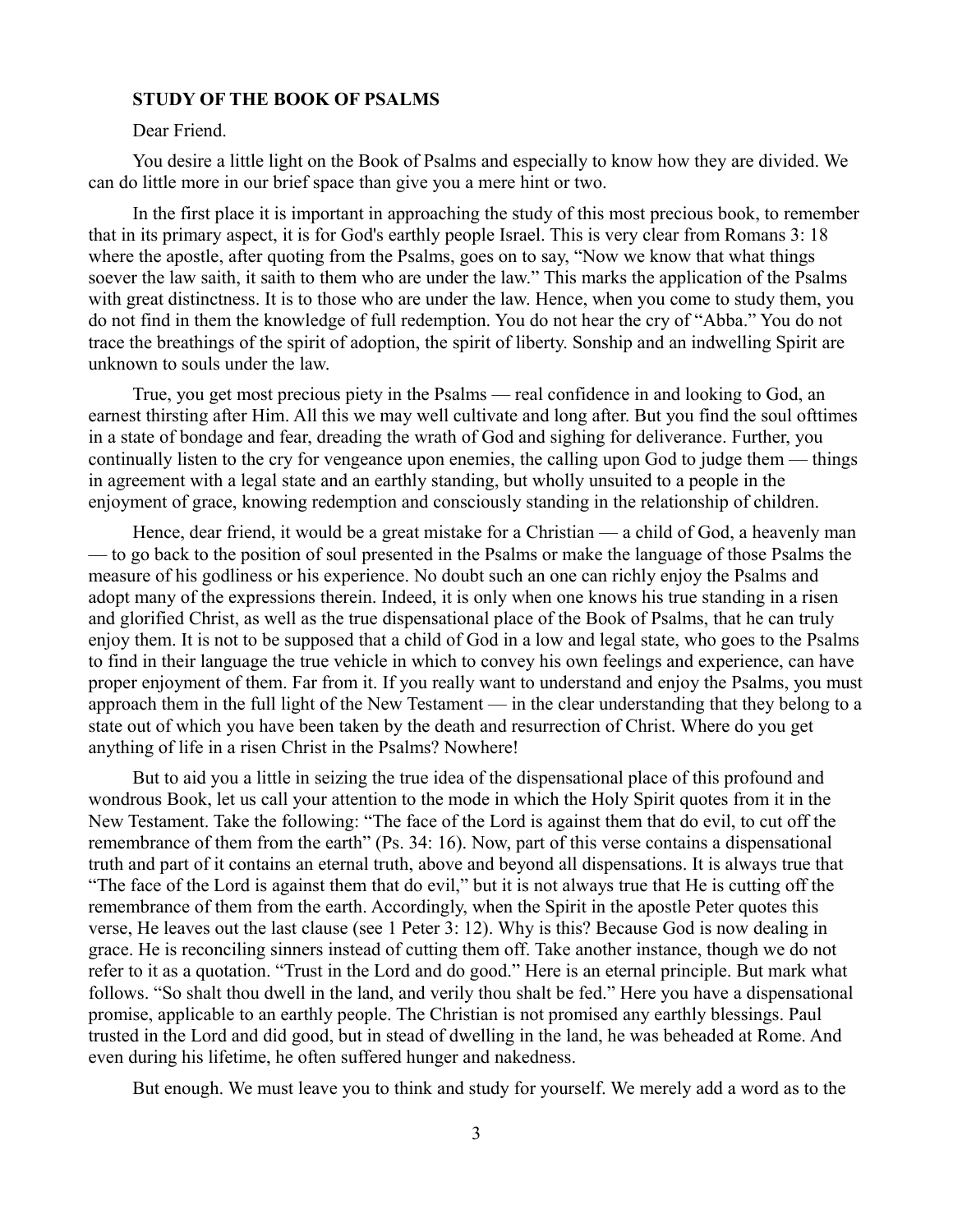## STUDY OF THE BOOK OF PSALMS

Dear Friend.

You desire a little light on the Book of Psalms and especially to know how they are divided. We can do little more in our brief space than give you a mere hint or two.

In the first place it is important in approaching the study of this most precious book, to remember that in its primary aspect, it is for God's earthly people Israel. This is very clear from Romans 3: 18 where the apostle, after quoting from the Psalms, goes on to say, "Now we know that what things soever the law saith, it saith to them who are under the law." This marks the application of the Psalms with great distinctness. It is to those who are under the law. Hence, when you come to study them, you do not find in them the knowledge of full redemption. You do not hear the cry of "Abba." You do not trace the breathings of the spirit of adoption, the spirit of liberty. Sonship and an indwelling Spirit are unknown to souls under the law.

True, you get most precious piety in the Psalms — real confidence in and looking to God, an earnest thirsting after Him. All this we may well cultivate and long after. But you find the soul ofttimes in a state of bondage and fear, dreading the wrath of God and sighing for deliverance. Further, you continually listen to the cry for vengeance upon enemies, the calling upon God to judge them — things in agreement with a legal state and an earthly standing, but wholly unsuited to a people in the enjoyment of grace, knowing redemption and consciously standing in the relationship of children.

Hence, dear friend, it would be a great mistake for a Christian — a child of God, a heavenly man — to go back to the position of soul presented in the Psalms or make the language of those Psalms the measure of his godliness or his experience. No doubt such an one can richly enjoy the Psalms and adopt many of the expressions therein. Indeed, it is only when one knows his true standing in a risen and glorified Christ, as well as the true dispensational place of the Book of Psalms, that he can truly enjoy them. It is not to be supposed that a child of God in a low and legal state, who goes to the Psalms to find in their language the true vehicle in which to convey his own feelings and experience, can have proper enjoyment of them. Far from it. If you really want to understand and enjoy the Psalms, you must approach them in the full light of the New Testament — in the clear understanding that they belong to a state out of which you have been taken by the death and resurrection of Christ. Where do you get anything of life in a risen Christ in the Psalms? Nowhere!

But to aid you a little in seizing the true idea of the dispensational place of this profound and wondrous Book, let us call your attention to the mode in which the Holy Spirit quotes from it in the New Testament. Take the following: "The face of the Lord is against them that do evil, to cut off the remembrance of them from the earth" (Ps. 34: 16). Now, part of this verse contains a dispensational truth and part of it contains an eternal truth, above and beyond all dispensations. It is always true that "The face of the Lord is against them that do evil," but it is not always true that He is cutting off the remembrance of them from the earth. Accordingly, when the Spirit in the apostle Peter quotes this verse, He leaves out the last clause (see 1 Peter 3: 12). Why is this? Because God is now dealing in grace. He is reconciling sinners instead of cutting them off. Take another instance, though we do not refer to it as a quotation. "Trust in the Lord and do good." Here is an eternal principle. But mark what follows. "So shalt thou dwell in the land, and verily thou shalt be fed." Here you have a dispensational promise, applicable to an earthly people. The Christian is not promised any earthly blessings. Paul trusted in the Lord and did good, but in stead of dwelling in the land, he was beheaded at Rome. And even during his lifetime, he often suffered hunger and nakedness.

But enough. We must leave you to think and study for yourself. We merely add a word as to the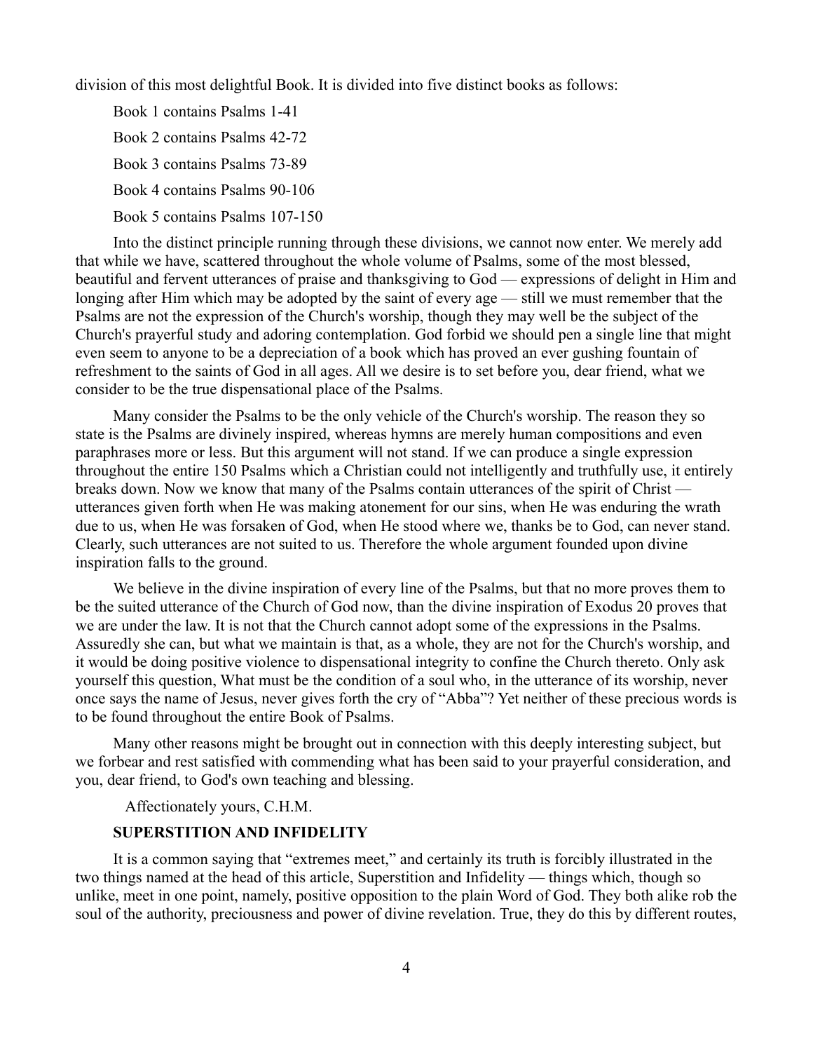division of this most delightful Book. It is divided into five distinct books as follows:

Book 1 contains Psalms 1-41

Book 2 contains Psalms 42-72

Book 3 contains Psalms 73-89

Book 4 contains Psalms 90-106

Book 5 contains Psalms 107-150

Into the distinct principle running through these divisions, we cannot now enter. We merely add that while we have, scattered throughout the whole volume of Psalms, some of the most blessed, beautiful and fervent utterances of praise and thanksgiving to God — expressions of delight in Him and longing after Him which may be adopted by the saint of every age — still we must remember that the Psalms are not the expression of the Church's worship, though they may well be the subject of the Church's prayerful study and adoring contemplation. God forbid we should pen a single line that might even seem to anyone to be a depreciation of a book which has proved an ever gushing fountain of refreshment to the saints of God in all ages. All we desire is to set before you, dear friend, what we consider to be the true dispensational place of the Psalms.

Many consider the Psalms to be the only vehicle of the Church's worship. The reason they so state is the Psalms are divinely inspired, whereas hymns are merely human compositions and even paraphrases more or less. But this argument will not stand. If we can produce a single expression throughout the entire 150 Psalms which a Christian could not intelligently and truthfully use, it entirely breaks down. Now we know that many of the Psalms contain utterances of the spirit of Christ — utterances given forth when He was making atonement for our sins, when He was enduring the wrath due to us, when He was forsaken of God, when He stood where we, thanks be to God, can never stand. Clearly, such utterances are not suited to us. Therefore the whole argument founded upon divine inspiration falls to the ground.

We believe in the divine inspiration of every line of the Psalms, but that no more proves them to be the suited utterance of the Church of God now, than the divine inspiration of Exodus 20 proves that we are under the law. It is not that the Church cannot adopt some of the expressions in the Psalms. Assuredly she can, but what we maintain is that, as a whole, they are not for the Church's worship, and it would be doing positive violence to dispensational integrity to confine the Church thereto. Only ask yourself this question, What must be the condition of a soul who, in the utterance of its worship, never once says the name of Jesus, never gives forth the cry of "Abba"? Yet neither of these precious words is to be found throughout the entire Book of Psalms.

Many other reasons might be brought out in connection with this deeply interesting subject, but we forbear and rest satisfied with commending what has been said to your prayerful consideration, and you, dear friend, to God's own teaching and blessing.

Affectionately yours, C.H.M.

## SUPERSTITION AND INFIDELITY

It is a common saying that "extremes meet," and certainly its truth is forcibly illustrated in the two things named at the head of this article, Superstition and Infidelity — things which, though so unlike, meet in one point, namely, positive opposition to the plain Word of God. They both alike rob the soul of the authority, preciousness and power of divine revelation. True, they do this by different routes,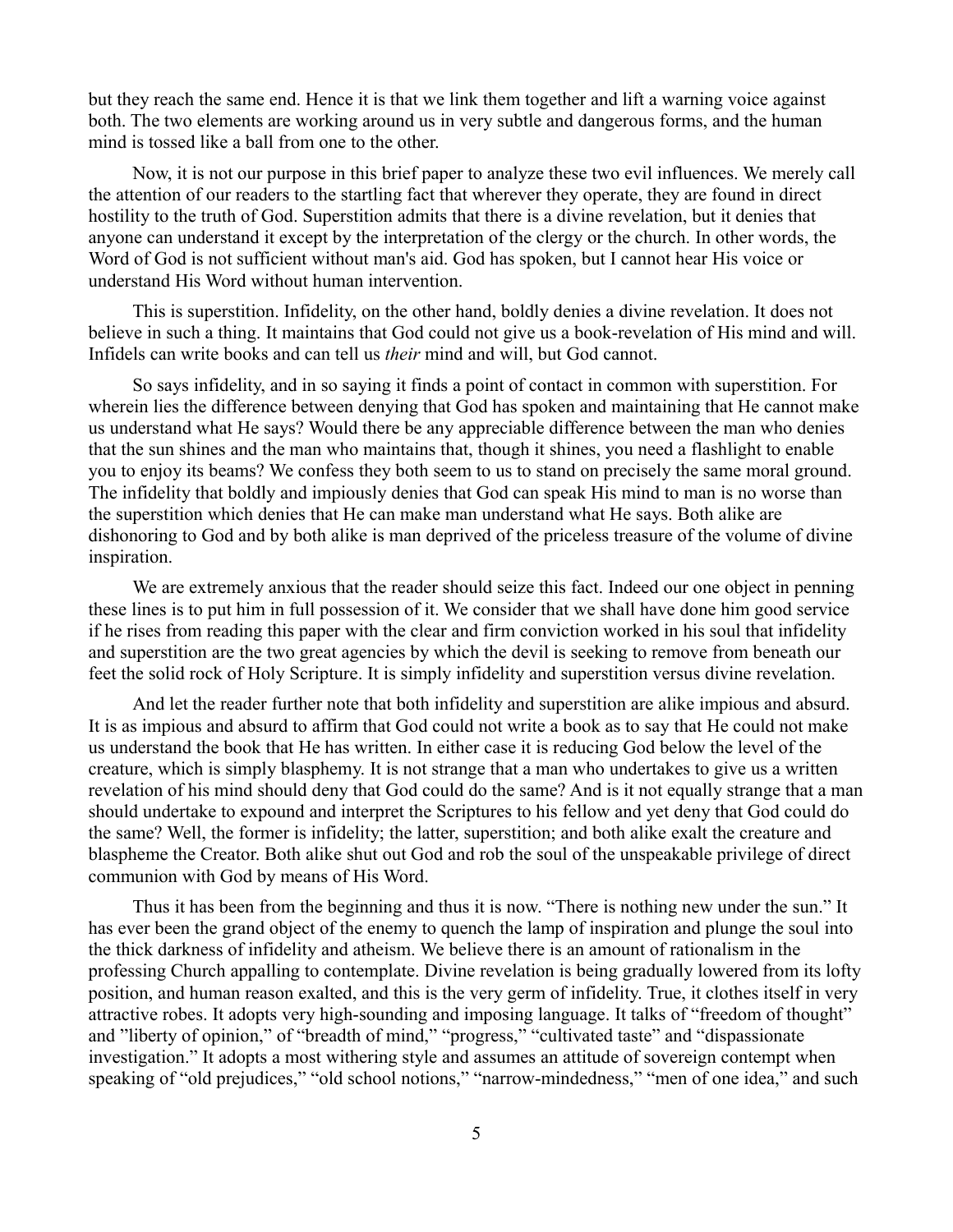but they reach the same end. Hence it is that we link them together and lift a warning voice against both. The two elements are working around us in very subtle and dangerous forms, and the human mind is tossed like a ball from one to the other.

Now, it is not our purpose in this brief paper to analyze these two evil influences. We merely call the attention of our readers to the startling fact that wherever they operate, they are found in direct hostility to the truth of God. Superstition admits that there is a divine revelation, but it denies that anyone can understand it except by the interpretation of the clergy or the church. In other words, the Word of God is not sufficient without man's aid. God has spoken, but I cannot hear His voice or understand His Word without human intervention.

This is superstition. Infidelity, on the other hand, boldly denies a divine revelation. It does not believe in such a thing. It maintains that God could not give us a book-revelation of His mind and will. Infidels can write books and can tell us *their* mind and will, but God cannot.

So says infidelity, and in so saying it finds a point of contact in common with superstition. For wherein lies the difference between denying that God has spoken and maintaining that He cannot make us understand what He says? Would there be any appreciable difference between the man who denies that the sun shines and the man who maintains that, though it shines, you need a flashlight to enable you to enjoy its beams? We confess they both seem to us to stand on precisely the same moral ground. The infidelity that boldly and impiously denies that God can speak His mind to man is no worse than the superstition which denies that He can make man understand what He says. Both alike are dishonoring to God and by both alike is man deprived of the priceless treasure of the volume of divine inspiration.

We are extremely anxious that the reader should seize this fact. Indeed our one object in penning these lines is to put him in full possession of it. We consider that we shall have done him good service if he rises from reading this paper with the clear and firm conviction worked in his soul that infidelity and superstition are the two great agencies by which the devil is seeking to remove from beneath our feet the solid rock of Holy Scripture. It is simply infidelity and superstition versus divine revelation.

And let the reader further note that both infidelity and superstition are alike impious and absurd. It is as impious and absurd to affirm that God could not write a book as to say that He could not make us understand the book that He has written. In either case it is reducing God below the level of the creature, which is simply blasphemy. It is not strange that a man who undertakes to give us a written revelation of his mind should deny that God could do the same? And is it not equally strange that a man should undertake to expound and interpret the Scriptures to his fellow and yet deny that God could do the same? Well, the former is infidelity; the latter, superstition; and both alike exalt the creature and blaspheme the Creator. Both alike shut out God and rob the soul of the unspeakable privilege of direct communion with God by means of His Word.

Thus it has been from the beginning and thus it is now. "There is nothing new under the sun." It has ever been the grand object of the enemy to quench the lamp of inspiration and plunge the soul into the thick darkness of infidelity and atheism. We believe there is an amount of rationalism in the professing Church appalling to contemplate. Divine revelation is being gradually lowered from its lofty position, and human reason exalted, and this is the very germ of infidelity. True, it clothes itself in very attractive robes. It adopts very high-sounding and imposing language. It talks of "freedom of thought" and "liberty of opinion," of "breadth of mind," "progress," "cultivated taste" and "dispassionate investigation." It adopts a most withering style and assumes an attitude of sovereign contempt when speaking of "old prejudices," "old school notions," "narrow-mindedness," "men of one idea," and such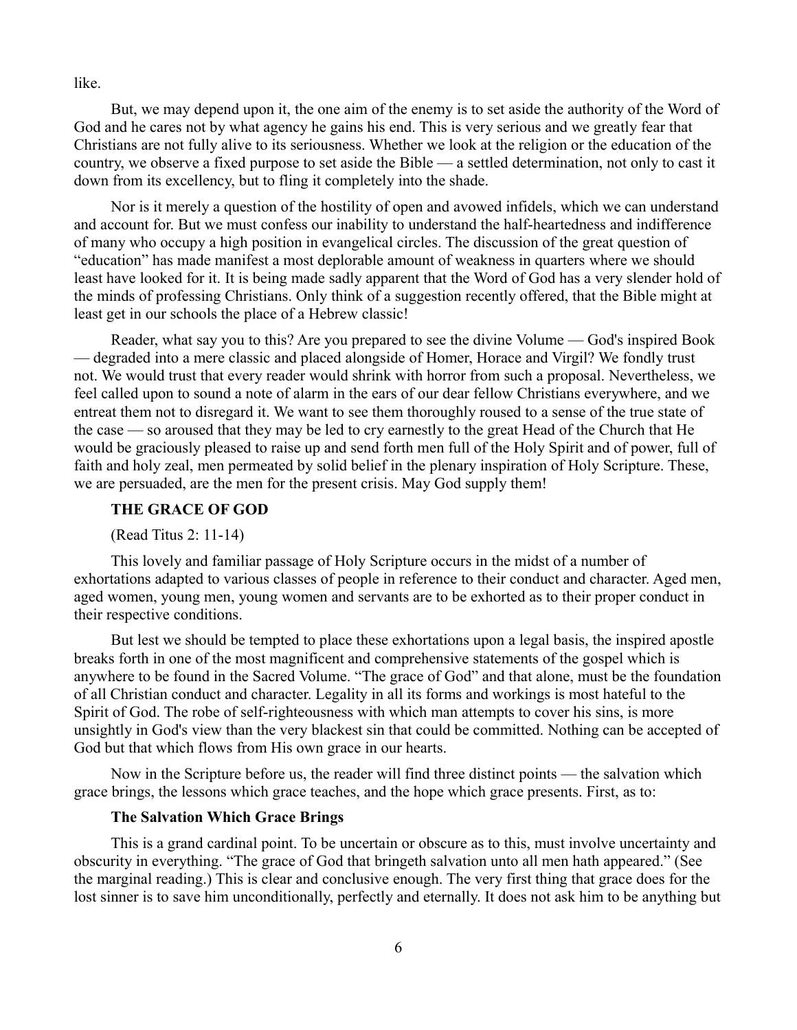like.

But, we may depend upon it, the one aim of the enemy is to set aside the authority of the Word of God and he cares not by what agency he gains his end. This is very serious and we greatly fear that Christians are not fully alive to its seriousness. Whether we look at the religion or the education of the country, we observe a fixed purpose to set aside the Bible — a settled determination, not only to cast it down from its excellency, but to fling it completely into the shade.

Nor is it merely a question of the hostility of open and avowed infidels, which we can understand and account for. But we must confess our inability to understand the half-heartedness and indifference of many who occupy a high position in evangelical circles. The discussion of the great question of "education" has made manifest a most deplorable amount of weakness in quarters where we should least have looked for it. It is being made sadly apparent that the Word of God has a very slender hold of the minds of professing Christians. Only think of a suggestion recently offered, that the Bible might at least get in our schools the place of a Hebrew classic!

Reader, what say you to this? Are you prepared to see the divine Volume — God's inspired Book — degraded into a mere classic and placed alongside of Homer, Horace and Virgil? We fondly trust not. We would trust that every reader would shrink with horror from such a proposal. Nevertheless, we feel called upon to sound a note of alarm in the ears of our dear fellow Christians everywhere, and we entreat them not to disregard it. We want to see them thoroughly roused to a sense of the true state of the case — so aroused that they may be led to cry earnestly to the great Head of the Church that He would be graciously pleased to raise up and send forth men full of the Holy Spirit and of power, full of faith and holy zeal, men permeated by solid belief in the plenary inspiration of Holy Scripture. These, we are persuaded, are the men for the present crisis. May God supply them!

## THE GRACE OF GOD

(Read Titus 2: 11-14)

This lovely and familiar passage of Holy Scripture occurs in the midst of a number of exhortations adapted to various classes of people in reference to their conduct and character. Aged men, aged women, young men, young women and servants are to be exhorted as to their proper conduct in their respective conditions.

But lest we should be tempted to place these exhortations upon a legal basis, the inspired apostle breaks forth in one of the most magnificent and comprehensive statements of the gospel which is anywhere to be found in the Sacred Volume. "The grace of God" and that alone, must be the foundation of all Christian conduct and character. Legality in all its forms and workings is most hateful to the Spirit of God. The robe of self-righteousness with which man attempts to cover his sins, is more unsightly in God's view than the very blackest sin that could be committed. Nothing can be accepted of God but that which flows from His own grace in our hearts.

Now in the Scripture before us, the reader will find three distinct points — the salvation which grace brings, the lessons which grace teaches, and the hope which grace presents. First, as to:

### The Salvation Which Grace Brings

This is a grand cardinal point. To be uncertain or obscure as to this, must involve uncertainty and obscurity in everything. "The grace of God that bringeth salvation unto all men hath appeared." (See the marginal reading.) This is clear and conclusive enough. The very first thing that grace does for the lost sinner is to save him unconditionally, perfectly and eternally. It does not ask him to be anything but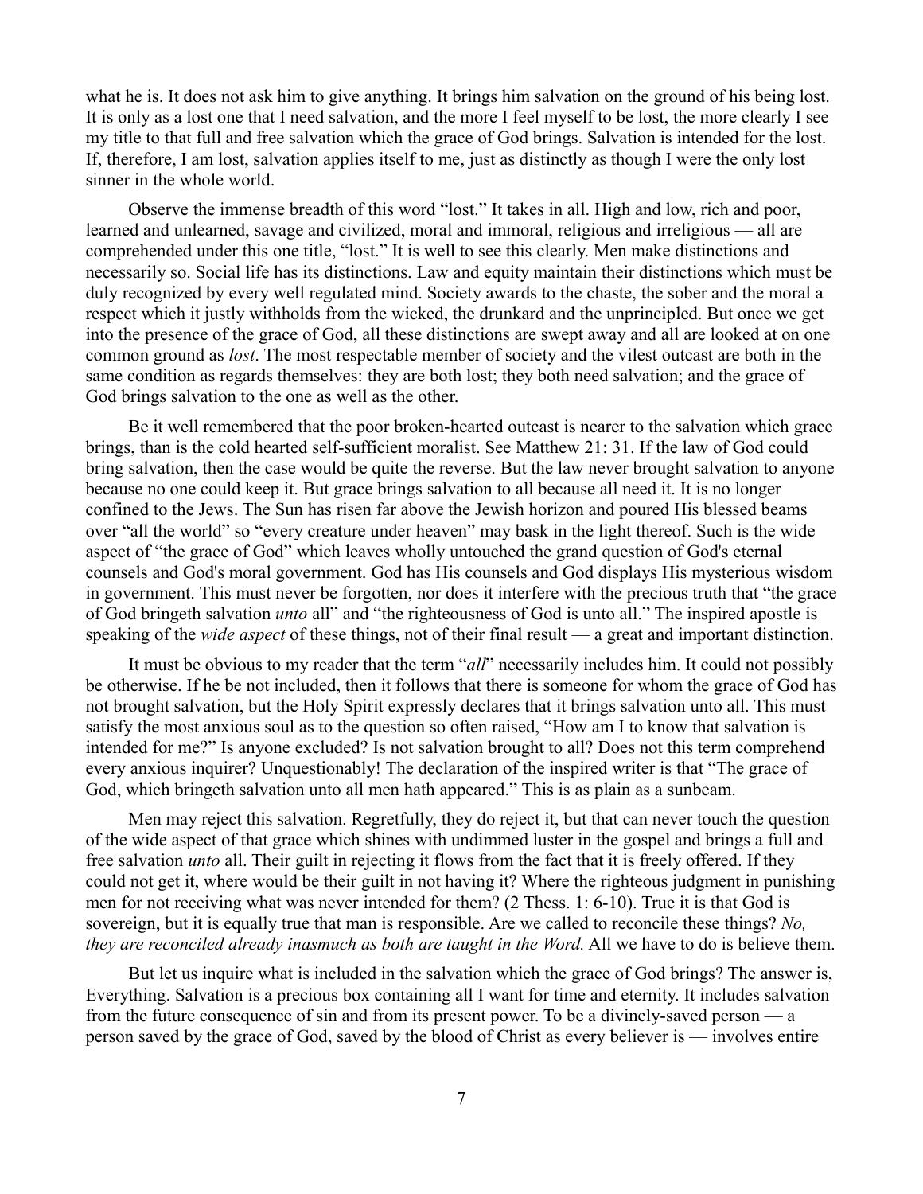what he is. It does not ask him to give anything. It brings him salvation on the ground of his being lost. It is only as a lost one that I need salvation, and the more I feel myself to be lost, the more clearly I see my title to that full and free salvation which the grace of God brings. Salvation is intended for the lost. If, therefore, I am lost, salvation applies itself to me, just as distinctly as though I were the only lost sinner in the whole world.

Observe the immense breadth of this word "lost." It takes in all. High and low, rich and poor, learned and unlearned, savage and civilized, moral and immoral, religious and irreligious — all are comprehended under this one title, "lost." It is well to see this clearly. Men make distinctions and necessarily so. Social life has its distinctions. Law and equity maintain their distinctions which must be duly recognized by every well regulated mind. Society awards to the chaste, the sober and the moral a respect which it justly withholds from the wicked, the drunkard and the unprincipled. But once we get into the presence of the grace of God, all these distinctions are swept away and all are looked at on one common ground as *lost*. The most respectable member of society and the vilest outcast are both in the same condition as regards themselves: they are both lost; they both need salvation; and the grace of God brings salvation to the one as well as the other.

Be it well remembered that the poor broken-hearted outcast is nearer to the salvation which grace brings, than is the cold hearted self-sufficient moralist. See Matthew 21: 31. If the law of God could bring salvation, then the case would be quite the reverse. But the law never brought salvation to anyone because no one could keep it. But grace brings salvation to all because all need it. It is no longer confined to the Jews. The Sun has risen far above the Jewish horizon and poured His blessed beams over "all the world" so "every creature under heaven" may bask in the light thereof. Such is the wide aspect of "the grace of God" which leaves wholly untouched the grand question of God's eternal counsels and God's moral government. God has His counsels and God displays His mysterious wisdom in government. This must never be forgotten, nor does it interfere with the precious truth that "the grace of God bringeth salvation *unto* all" and "the righteousness of God is unto all." The inspired apostle is speaking of the *wide aspect* of these things, not of their final result — a great and important distinction.

It must be obvious to my reader that the term "*all*" necessarily includes him. It could not possibly be otherwise. If he be not included, then it follows that there is someone for whom the grace of God has not brought salvation, but the Holy Spirit expressly declares that it brings salvation unto all. This must satisfy the most anxious soul as to the question so often raised, "How am I to know that salvation is intended for me?" Is anyone excluded? Is not salvation brought to all? Does not this term comprehend every anxious inquirer? Unquestionably! The declaration of the inspired writer is that "The grace of God, which bringeth salvation unto all men hath appeared." This is as plain as a sunbeam.

Men may reject this salvation. Regretfully, they do reject it, but that can never touch the question of the wide aspect of that grace which shines with undimmed luster in the gospel and brings a full and free salvation *unto* all. Their guilt in rejecting it flows from the fact that it is freely offered. If they could not get it, where would be their guilt in not having it? Where the righteous judgment in punishing men for not receiving what was never intended for them? (2 Thess. 1: 6-10). True it is that God is sovereign, but it is equally true that man is responsible. Are we called to reconcile these things? *No, they are reconciled already inasmuch as both are taught in the Word.* All we have to do is believe them.

But let us inquire what is included in the salvation which the grace of God brings? The answer is, Everything. Salvation is a precious box containing all I want for time and eternity. It includes salvation from the future consequence of sin and from its present power. To be a divinely-saved person — a person saved by the grace of God, saved by the blood of Christ as every believer is — involves entire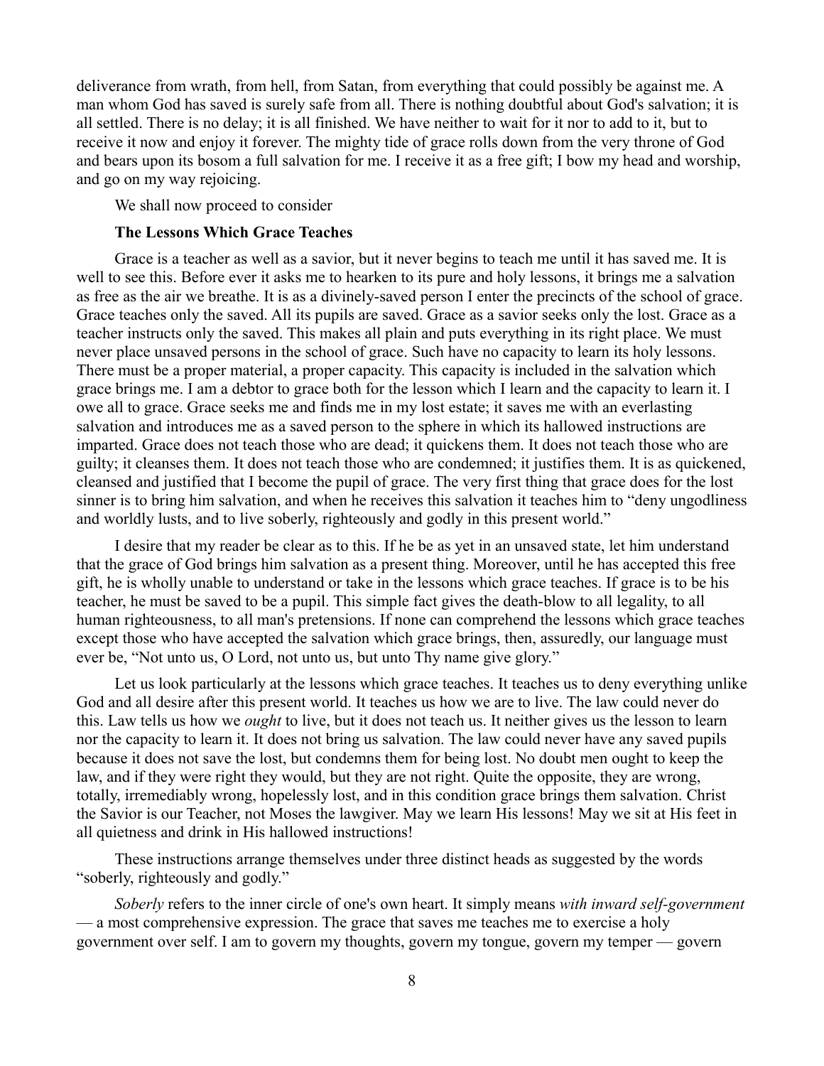deliverance from wrath, from hell, from Satan, from everything that could possibly be against me. A man whom God has saved is surely safe from all. There is nothing doubtful about God's salvation; it is all settled. There is no delay; it is all finished. We have neither to wait for it nor to add to it, but to receive it now and enjoy it forever. The mighty tide of grace rolls down from the very throne of God and bears upon its bosom a full salvation for me. I receive it as a free gift; I bow my head and worship, and go on my way rejoicing.

We shall now proceed to consider

### The Lessons Which Grace Teaches

Grace is a teacher as well as a savior, but it never begins to teach me until it has saved me. It is well to see this. Before ever it asks me to hearken to its pure and holy lessons, it brings me a salvation as free as the air we breathe. It is as a divinely-saved person I enter the precincts of the school of grace. Grace teaches only the saved. All its pupils are saved. Grace as a savior seeks only the lost. Grace as a teacher instructs only the saved. This makes all plain and puts everything in its right place. We must never place unsaved persons in the school of grace. Such have no capacity to learn its holy lessons. There must be a proper material, a proper capacity. This capacity is included in the salvation which grace brings me. I am a debtor to grace both for the lesson which I learn and the capacity to learn it. I owe all to grace. Grace seeks me and finds me in my lost estate; it saves me with an everlasting salvation and introduces me as a saved person to the sphere in which its hallowed instructions are imparted. Grace does not teach those who are dead; it quickens them. It does not teach those who are guilty; it cleanses them. It does not teach those who are condemned; it justifies them. It is as quickened, cleansed and justified that I become the pupil of grace. The very first thing that grace does for the lost sinner is to bring him salvation, and when he receives this salvation it teaches him to "deny ungodliness and worldly lusts, and to live soberly, righteously and godly in this present world."

I desire that my reader be clear as to this. If he be as yet in an unsaved state, let him understand that the grace of God brings him salvation as a present thing. Moreover, until he has accepted this free gift, he is wholly unable to understand or take in the lessons which grace teaches. If grace is to be his teacher, he must be saved to be a pupil. This simple fact gives the death-blow to all legality, to all human righteousness, to all man's pretensions. If none can comprehend the lessons which grace teaches except those who have accepted the salvation which grace brings, then, assuredly, our language must ever be, "Not unto us, O Lord, not unto us, but unto Thy name give glory."

Let us look particularly at the lessons which grace teaches. It teaches us to deny everything unlike God and all desire after this present world. It teaches us how we are to live. The law could never do this. Law tells us how we *ought* to live, but it does not teach us. It neither gives us the lesson to learn nor the capacity to learn it. It does not bring us salvation. The law could never have any saved pupils because it does not save the lost, but condemns them for being lost. No doubt men ought to keep the law, and if they were right they would, but they are not right. Quite the opposite, they are wrong, totally, irremediably wrong, hopelessly lost, and in this condition grace brings them salvation. Christ the Savior is our Teacher, not Moses the lawgiver. May we learn His lessons! May we sit at His feet in all quietness and drink in His hallowed instructions!

These instructions arrange themselves under three distinct heads as suggested by the words "soberly, righteously and godly."

*Soberly* refers to the inner circle of one's own heart. It simply means *with inward self-government* — a most comprehensive expression. The grace that saves me teaches me to exercise a holy government over self. I am to govern my thoughts, govern my tongue, govern my temper — govern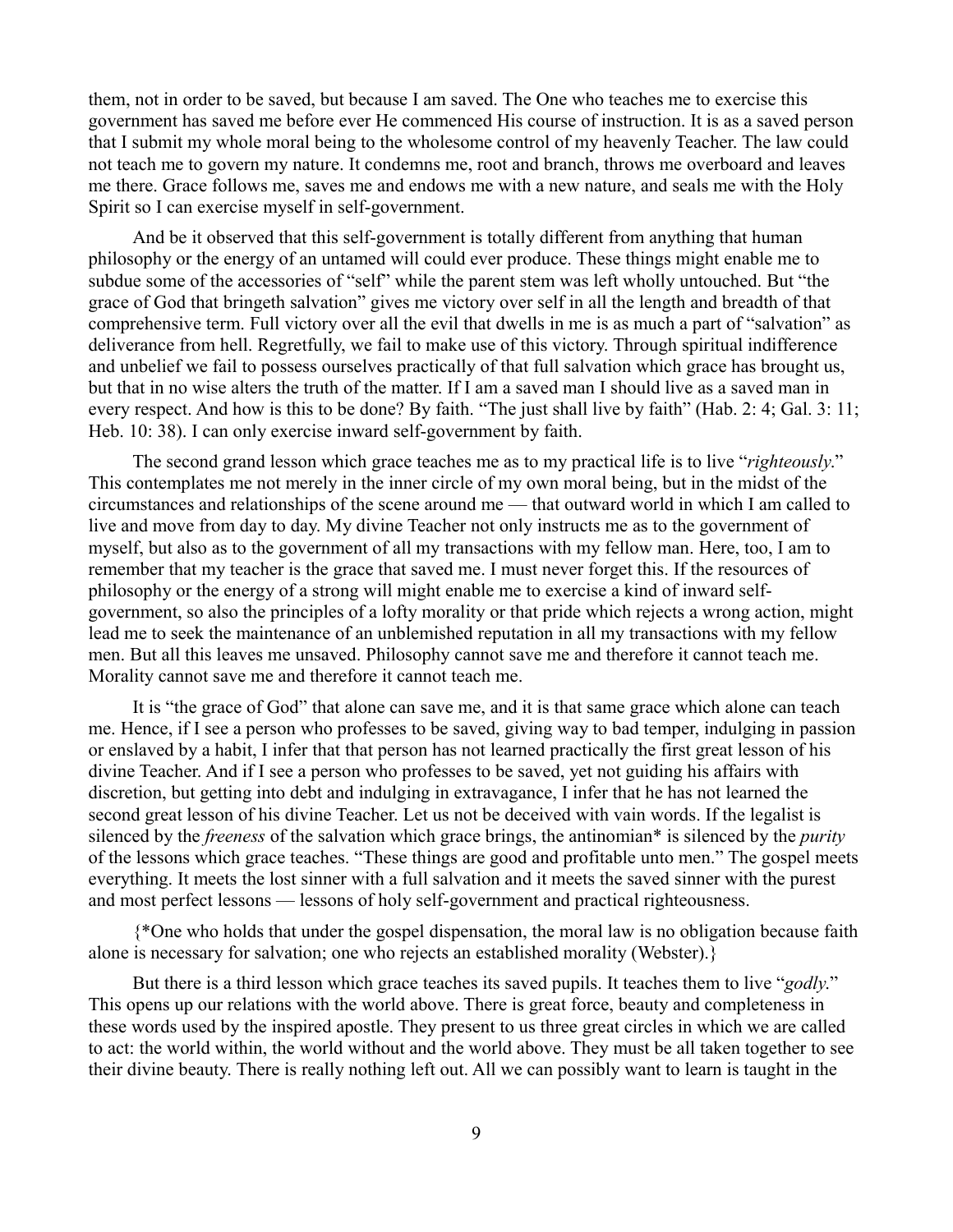them, not in order to be saved, but because I am saved. The One who teaches me to exercise this government has saved me before ever He commenced His course of instruction. It is as a saved person that I submit my whole moral being to the wholesome control of my heavenly Teacher. The law could not teach me to govern my nature. It condemns me, root and branch, throws me overboard and leaves me there. Grace follows me, saves me and endows me with a new nature, and seals me with the Holy Spirit so I can exercise myself in self-government.

And be it observed that this self-government is totally different from anything that human philosophy or the energy of an untamed will could ever produce. These things might enable me to subdue some of the accessories of "self" while the parent stem was left wholly untouched. But "the grace of God that bringeth salvation" gives me victory over self in all the length and breadth of that comprehensive term. Full victory over all the evil that dwells in me is as much a part of "salvation" as deliverance from hell. Regretfully, we fail to make use of this victory. Through spiritual indifference and unbelief we fail to possess ourselves practically of that full salvation which grace has brought us, but that in no wise alters the truth of the matter. If I am a saved man I should live as a saved man in every respect. And how is this to be done? By faith. "The just shall live by faith" (Hab. 2: 4; Gal. 3: 11; Heb. 10: 38). I can only exercise inward self-government by faith.

The second grand lesson which grace teaches me as to my practical life is to live "*righteously*." This contemplates me not merely in the inner circle of my own moral being, but in the midst of the circumstances and relationships of the scene around me — that outward world in which I am called to live and move from day to day. My divine Teacher not only instructs me as to the government of myself, but also as to the government of all my transactions with my fellow man. Here, too, I am to remember that my teacher is the grace that saved me. I must never forget this. If the resources of philosophy or the energy of a strong will might enable me to exercise a kind of inward self-government, so also the principles of a lofty morality or that pride which rejects a wrong action, might lead me to seek the maintenance of an unblemished reputation in all my transactions with my fellow men. But all this leaves me unsaved. Philosophy cannot save me and therefore it cannot teach me. Morality cannot save me and therefore it cannot teach me.

It is "the grace of God" that alone can save me, and it is that same grace which alone can teach me. Hence, if I see a person who professes to be saved, giving way to bad temper, indulging in passion or enslaved by a habit, I infer that that person has not learned practically the first great lesson of his divine Teacher. And if I see a person who professes to be saved, yet not guiding his affairs with discretion, but getting into debt and indulging in extravagance, I infer that he has not learned the second great lesson of his divine Teacher. Let us not be deceived with vain words. If the legalist is silenced by the *freeness* of the salvation which grace brings, the antinomian* is silenced by the *purity* of the lessons which grace teaches. "These things are good and profitable unto men." The gospel meets everything. It meets the lost sinner with a full salvation and it meets the saved sinner with the purest and most perfect lessons — lessons of holy self-government and practical righteousness.

{*One who holds that under the gospel dispensation, the moral law is no obligation because faith alone is necessary for salvation; one who rejects an established morality (Webster).}

But there is a third lesson which grace teaches its saved pupils. It teaches them to live "*godly*." This opens up our relations with the world above. There is great force, beauty and completeness in these words used by the inspired apostle. They present to us three great circles in which we are called to act: the world within, the world without and the world above. They must be all taken together to see their divine beauty. There is really nothing left out. All we can possibly want to learn is taught in the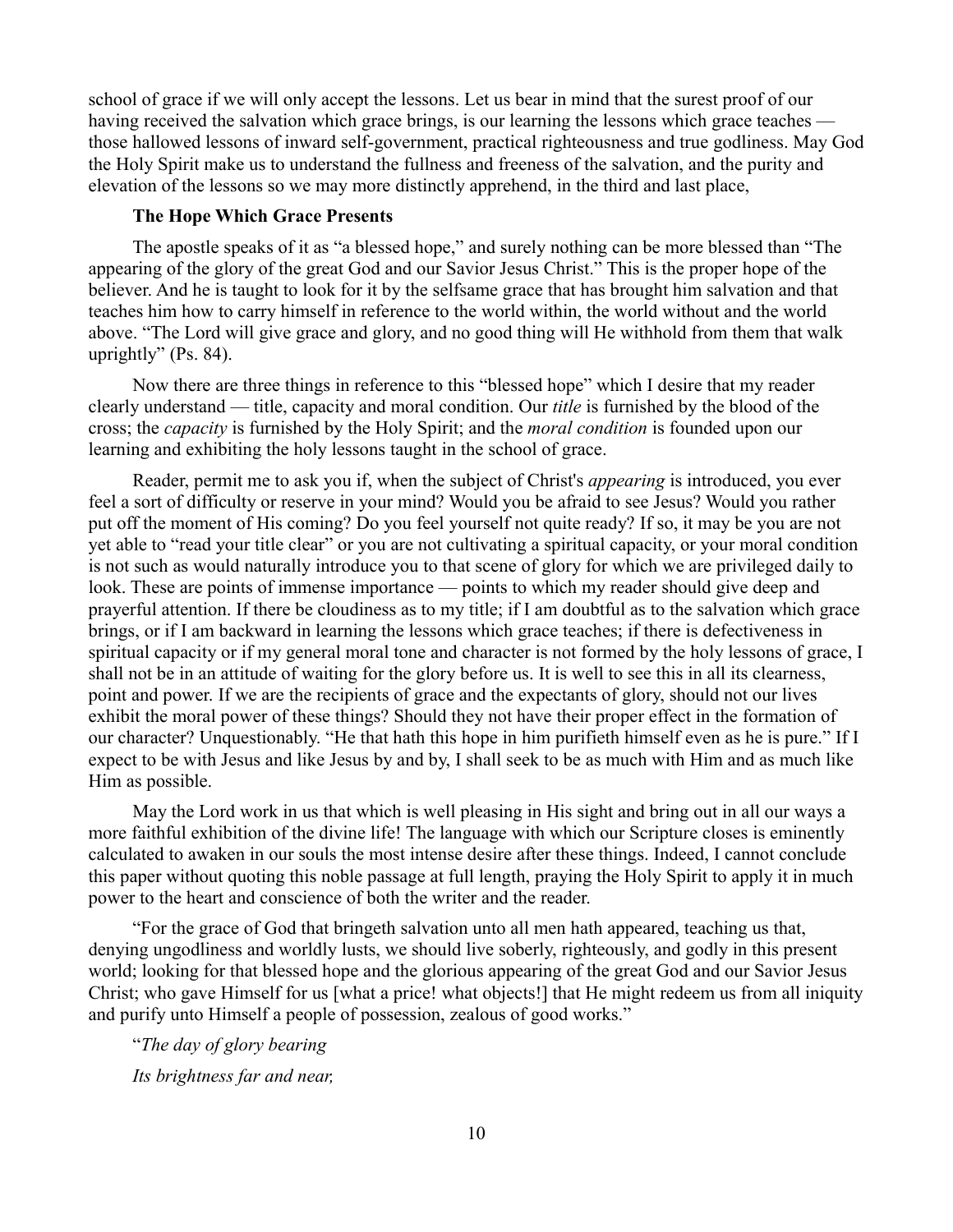school of grace if we will only accept the lessons. Let us bear in mind that the surest proof of our having received the salvation which grace brings, is our learning the lessons which grace teaches — those hallowed lessons of inward self-government, practical righteousness and true godliness. May God the Holy Spirit make us to understand the fullness and freeness of the salvation, and the purity and elevation of the lessons so we may more distinctly apprehend, in the third and last place,

### The Hope Which Grace Presents

The apostle speaks of it as "a blessed hope," and surely nothing can be more blessed than "The appearing of the glory of the great God and our Savior Jesus Christ." This is the proper hope of the believer. And he is taught to look for it by the selfsame grace that has brought him salvation and that teaches him how to carry himself in reference to the world within, the world without and the world above. "The Lord will give grace and glory, and no good thing will He withhold from them that walk uprightly" (Ps. 84).

Now there are three things in reference to this "blessed hope" which I desire that my reader clearly understand — title, capacity and moral condition. Our *title* is furnished by the blood of the cross; the *capacity* is furnished by the Holy Spirit; and the *moral condition* is founded upon our learning and exhibiting the holy lessons taught in the school of grace.

Reader, permit me to ask you if, when the subject of Christ's *appearing* is introduced, you ever feel a sort of difficulty or reserve in your mind? Would you be afraid to see Jesus? Would you rather put off the moment of His coming? Do you feel yourself not quite ready? If so, it may be you are not yet able to "read your title clear" or you are not cultivating a spiritual capacity, or your moral condition is not such as would naturally introduce you to that scene of glory for which we are privileged daily to look. These are points of immense importance — points to which my reader should give deep and prayerful attention. If there be cloudiness as to my title; if I am doubtful as to the salvation which grace brings, or if I am backward in learning the lessons which grace teaches; if there is defectiveness in spiritual capacity or if my general moral tone and character is not formed by the holy lessons of grace, I shall not be in an attitude of waiting for the glory before us. It is well to see this in all its clearness, point and power. If we are the recipients of grace and the expectants of glory, should not our lives exhibit the moral power of these things? Should they not have their proper effect in the formation of our character? Unquestionably. "He that hath this hope in him purifieth himself even as he is pure." If I expect to be with Jesus and like Jesus by and by, I shall seek to be as much with Him and as much like Him as possible.

May the Lord work in us that which is well pleasing in His sight and bring out in all our ways a more faithful exhibition of the divine life! The language with which our Scripture closes is eminently calculated to awaken in our souls the most intense desire after these things. Indeed, I cannot conclude this paper without quoting this noble passage at full length, praying the Holy Spirit to apply it in much power to the heart and conscience of both the writer and the reader.

"For the grace of God that bringeth salvation unto all men hath appeared, teaching us that, denying ungodliness and worldly lusts, we should live soberly, righteously, and godly in this present world; looking for that blessed hope and the glorious appearing of the great God and our Savior Jesus Christ; who gave Himself for us [what a price! what objects!] that He might redeem us from all iniquity and purify unto Himself a people of possession, zealous of good works."

"*The day of glory bearing*

*Its brightness far and near,*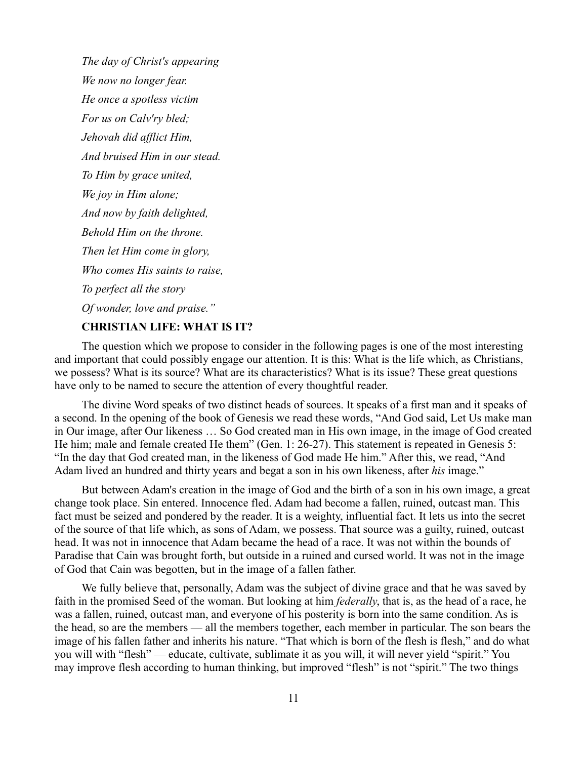*The day of Christ's appearing*

*We now no longer fear.*

*He once a spotless victim*

*For us on Calv'ry bled;*

*Jehovah did afflict Him,*

*And bruised Him in our stead.*

*To Him by grace united,*

*We joy in Him alone;*

*And now by faith delighted,*

*Behold Him on the throne.*

*Then let Him come in glory,*

*Who comes His saints to raise,*

*To perfect all the story*

*Of wonder, love and praise."*

## CHRISTIAN LIFE: WHAT IS IT?

The question which we propose to consider in the following pages is one of the most interesting and important that could possibly engage our attention. It is this: What is the life which, as Christians, we possess? What is its source? What are its characteristics? What is its issue? These great questions have only to be named to secure the attention of every thoughtful reader.

The divine Word speaks of two distinct heads of sources. It speaks of a first man and it speaks of a second. In the opening of the book of Genesis we read these words, "And God said, Let Us make man in Our image, after Our likeness … So God created man in His own image, in the image of God created He him; male and female created He them" (Gen. 1: 26-27). This statement is repeated in Genesis 5: "In the day that God created man, in the likeness of God made He him." After this, we read, "And Adam lived an hundred and thirty years and begat a son in his own likeness, after *his* image."

But between Adam's creation in the image of God and the birth of a son in his own image, a great change took place. Sin entered. Innocence fled. Adam had become a fallen, ruined, outcast man. This fact must be seized and pondered by the reader. It is a weighty, influential fact. It lets us into the secret of the source of that life which, as sons of Adam, we possess. That source was a guilty, ruined, outcast head. It was not in innocence that Adam became the head of a race. It was not within the bounds of Paradise that Cain was brought forth, but outside in a ruined and cursed world. It was not in the image of God that Cain was begotten, but in the image of a fallen father.

We fully believe that, personally, Adam was the subject of divine grace and that he was saved by faith in the promised Seed of the woman. But looking at him *federally*, that is, as the head of a race, he was a fallen, ruined, outcast man, and everyone of his posterity is born into the same condition. As is the head, so are the members — all the members together, each member in particular. The son bears the image of his fallen father and inherits his nature. "That which is born of the flesh is flesh," and do what you will with "flesh" — educate, cultivate, sublimate it as you will, it will never yield "spirit." You may improve flesh according to human thinking, but improved "flesh" is not "spirit." The two things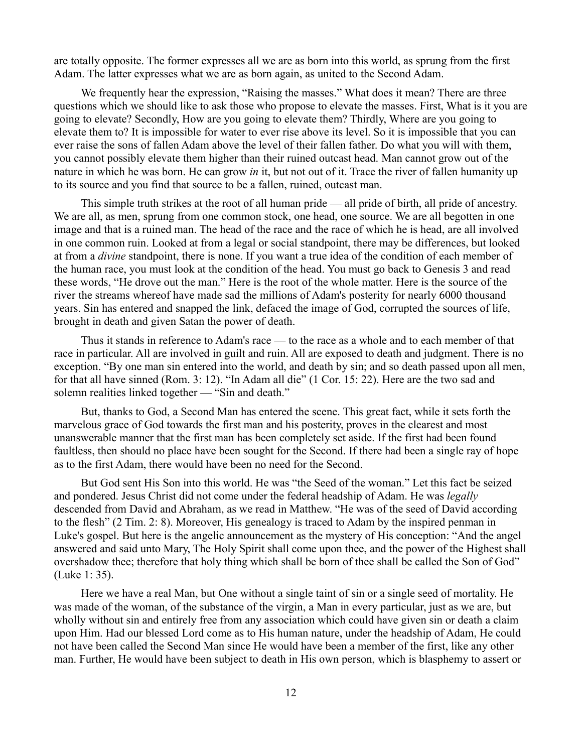are totally opposite. The former expresses all we are as born into this world, as sprung from the first Adam. The latter expresses what we are as born again, as united to the Second Adam.

We frequently hear the expression, "Raising the masses." What does it mean? There are three questions which we should like to ask those who propose to elevate the masses. First, What is it you are going to elevate? Secondly, How are you going to elevate them? Thirdly, Where are you going to elevate them to? It is impossible for water to ever rise above its level. So it is impossible that you can ever raise the sons of fallen Adam above the level of their fallen father. Do what you will with them, you cannot possibly elevate them higher than their ruined outcast head. Man cannot grow out of the nature in which he was born. He can grow *in* it, but not out of it. Trace the river of fallen humanity up to its source and you find that source to be a fallen, ruined, outcast man.

This simple truth strikes at the root of all human pride — all pride of birth, all pride of ancestry. We are all, as men, sprung from one common stock, one head, one source. We are all begotten in one image and that is a ruined man. The head of the race and the race of which he is head, are all involved in one common ruin. Looked at from a legal or social standpoint, there may be differences, but looked at from a *divine* standpoint, there is none. If you want a true idea of the condition of each member of the human race, you must look at the condition of the head. You must go back to Genesis 3 and read these words, "He drove out the man." Here is the root of the whole matter. Here is the source of the river the streams whereof have made sad the millions of Adam's posterity for nearly 6000 thousand years. Sin has entered and snapped the link, defaced the image of God, corrupted the sources of life, brought in death and given Satan the power of death.

Thus it stands in reference to Adam's race — to the race as a whole and to each member of that race in particular. All are involved in guilt and ruin. All are exposed to death and judgment. There is no exception. "By one man sin entered into the world, and death by sin; and so death passed upon all men, for that all have sinned (Rom. 3: 12). "In Adam all die" (1 Cor. 15: 22). Here are the two sad and solemn realities linked together — "Sin and death."

But, thanks to God, a Second Man has entered the scene. This great fact, while it sets forth the marvelous grace of God towards the first man and his posterity, proves in the clearest and most unanswerable manner that the first man has been completely set aside. If the first had been found faultless, then should no place have been sought for the Second. If there had been a single ray of hope as to the first Adam, there would have been no need for the Second.

But God sent His Son into this world. He was "the Seed of the woman." Let this fact be seized and pondered. Jesus Christ did not come under the federal headship of Adam. He was *legally* descended from David and Abraham, as we read in Matthew. "He was of the seed of David according to the flesh" (2 Tim. 2: 8). Moreover, His genealogy is traced to Adam by the inspired penman in Luke's gospel. But here is the angelic announcement as the mystery of His conception: "And the angel answered and said unto Mary, The Holy Spirit shall come upon thee, and the power of the Highest shall overshadow thee; therefore that holy thing which shall be born of thee shall be called the Son of God" (Luke 1: 35).

Here we have a real Man, but One without a single taint of sin or a single seed of mortality. He was made of the woman, of the substance of the virgin, a Man in every particular, just as we are, but wholly without sin and entirely free from any association which could have given sin or death a claim upon Him. Had our blessed Lord come as to His human nature, under the headship of Adam, He could not have been called the Second Man since He would have been a member of the first, like any other man. Further, He would have been subject to death in His own person, which is blasphemy to assert or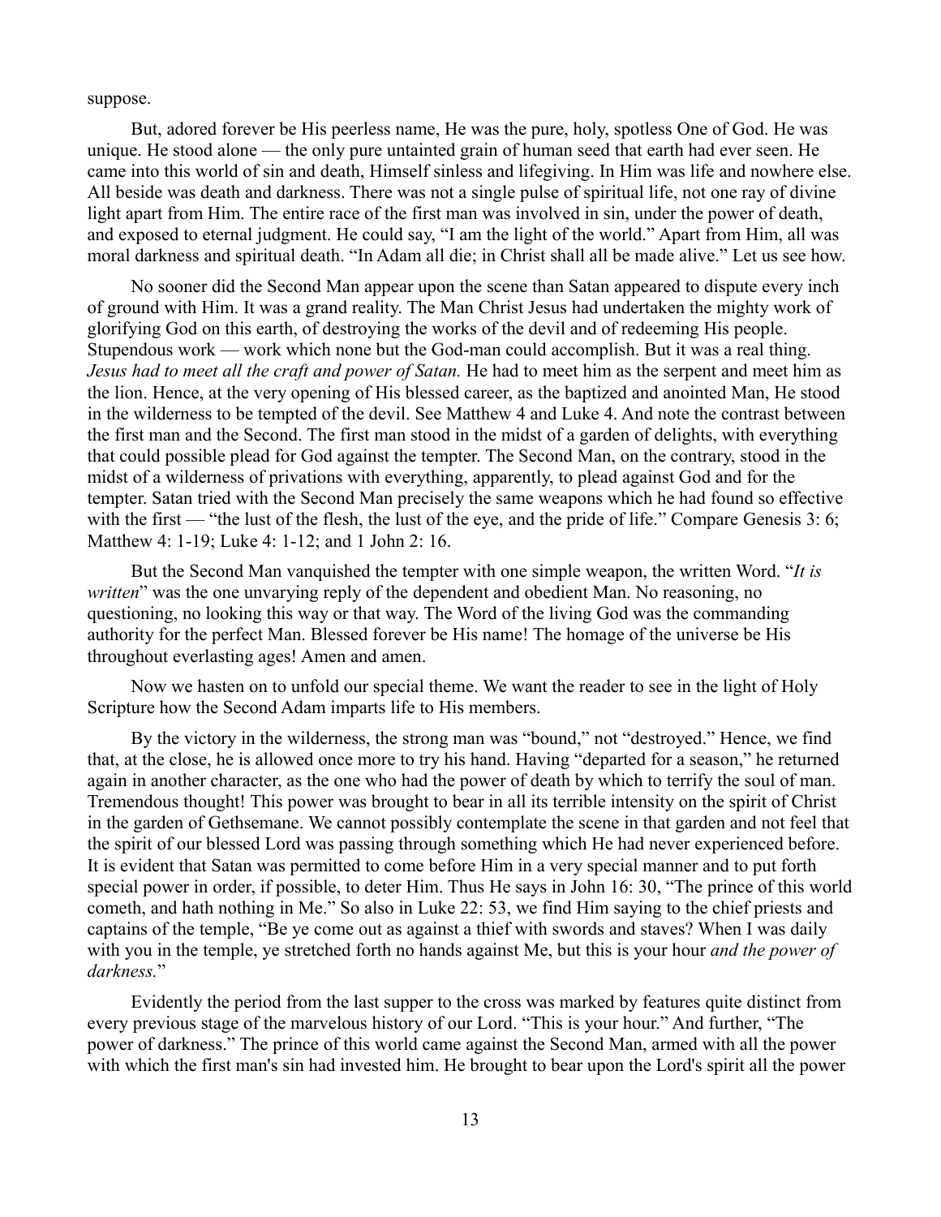suppose.

But, adored forever be His peerless name, He was the pure, holy, spotless One of God. He was unique. He stood alone — the only pure untainted grain of human seed that earth had ever seen. He came into this world of sin and death, Himself sinless and lifegiving. In Him was life and nowhere else. All beside was death and darkness. There was not a single pulse of spiritual life, not one ray of divine light apart from Him. The entire race of the first man was involved in sin, under the power of death, and exposed to eternal judgment. He could say, "I am the light of the world." Apart from Him, all was moral darkness and spiritual death. "In Adam all die; in Christ shall all be made alive." Let us see how.

No sooner did the Second Man appear upon the scene than Satan appeared to dispute every inch of ground with Him. It was a grand reality. The Man Christ Jesus had undertaken the mighty work of glorifying God on this earth, of destroying the works of the devil and of redeeming His people. Stupendous work — work which none but the God-man could accomplish. But it was a real thing. *Jesus had to meet all the craft and power of Satan.* He had to meet him as the serpent and meet him as the lion. Hence, at the very opening of His blessed career, as the baptized and anointed Man, He stood in the wilderness to be tempted of the devil. See Matthew 4 and Luke 4. And note the contrast between the first man and the Second. The first man stood in the midst of a garden of delights, with everything that could possible plead for God against the tempter. The Second Man, on the contrary, stood in the midst of a wilderness of privations with everything, apparently, to plead against God and for the tempter. Satan tried with the Second Man precisely the same weapons which he had found so effective with the first — "the lust of the flesh, the lust of the eye, and the pride of life." Compare Genesis 3: 6; Matthew 4: 1-19; Luke 4: 1-12; and 1 John 2: 16.

But the Second Man vanquished the tempter with one simple weapon, the written Word. "*It is written*" was the one unvarying reply of the dependent and obedient Man. No reasoning, no questioning, no looking this way or that way. The Word of the living God was the commanding authority for the perfect Man. Blessed forever be His name! The homage of the universe be His throughout everlasting ages! Amen and amen.

Now we hasten on to unfold our special theme. We want the reader to see in the light of Holy Scripture how the Second Adam imparts life to His members.

By the victory in the wilderness, the strong man was "bound," not "destroyed." Hence, we find that, at the close, he is allowed once more to try his hand. Having "departed for a season," he returned again in another character, as the one who had the power of death by which to terrify the soul of man. Tremendous thought! This power was brought to bear in all its terrible intensity on the spirit of Christ in the garden of Gethsemane. We cannot possibly contemplate the scene in that garden and not feel that the spirit of our blessed Lord was passing through something which He had never experienced before. It is evident that Satan was permitted to come before Him in a very special manner and to put forth special power in order, if possible, to deter Him. Thus He says in John 16: 30, "The prince of this world cometh, and hath nothing in Me." So also in Luke 22: 53, we find Him saying to the chief priests and captains of the temple, "Be ye come out as against a thief with swords and staves? When I was daily with you in the temple, ye stretched forth no hands against Me, but this is your hour *and the power of darkness.*"

Evidently the period from the last supper to the cross was marked by features quite distinct from every previous stage of the marvelous history of our Lord. "This is your hour." And further, "The power of darkness." The prince of this world came against the Second Man, armed with all the power with which the first man's sin had invested him. He brought to bear upon the Lord's spirit all the power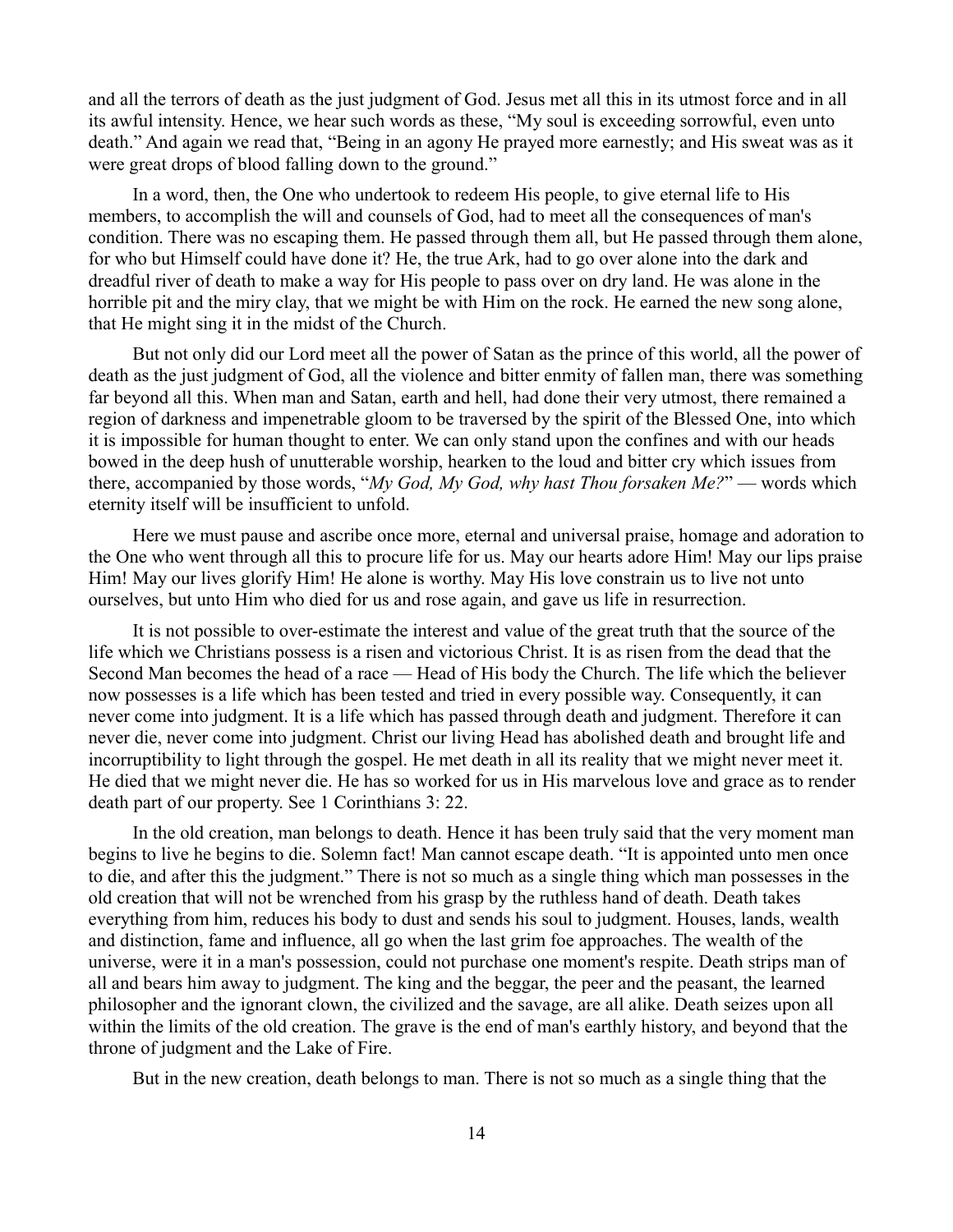and all the terrors of death as the just judgment of God. Jesus met all this in its utmost force and in all its awful intensity. Hence, we hear such words as these, "My soul is exceeding sorrowful, even unto death." And again we read that, "Being in an agony He prayed more earnestly; and His sweat was as it were great drops of blood falling down to the ground."

In a word, then, the One who undertook to redeem His people, to give eternal life to His members, to accomplish the will and counsels of God, had to meet all the consequences of man's condition. There was no escaping them. He passed through them all, but He passed through them alone, for who but Himself could have done it? He, the true Ark, had to go over alone into the dark and dreadful river of death to make a way for His people to pass over on dry land. He was alone in the horrible pit and the miry clay, that we might be with Him on the rock. He earned the new song alone, that He might sing it in the midst of the Church.

But not only did our Lord meet all the power of Satan as the prince of this world, all the power of death as the just judgment of God, all the violence and bitter enmity of fallen man, there was something far beyond all this. When man and Satan, earth and hell, had done their very utmost, there remained a region of darkness and impenetrable gloom to be traversed by the spirit of the Blessed One, into which it is impossible for human thought to enter. We can only stand upon the confines and with our heads bowed in the deep hush of unutterable worship, hearken to the loud and bitter cry which issues from there, accompanied by those words, "*My God, My God, why hast Thou forsaken Me?*" — words which eternity itself will be insufficient to unfold.

Here we must pause and ascribe once more, eternal and universal praise, homage and adoration to the One who went through all this to procure life for us. May our hearts adore Him! May our lips praise Him! May our lives glorify Him! He alone is worthy. May His love constrain us to live not unto ourselves, but unto Him who died for us and rose again, and gave us life in resurrection.

It is not possible to over-estimate the interest and value of the great truth that the source of the life which we Christians possess is a risen and victorious Christ. It is as risen from the dead that the Second Man becomes the head of a race — Head of His body the Church. The life which the believer now possesses is a life which has been tested and tried in every possible way. Consequently, it can never come into judgment. It is a life which has passed through death and judgment. Therefore it can never die, never come into judgment. Christ our living Head has abolished death and brought life and incorruptibility to light through the gospel. He met death in all its reality that we might never meet it. He died that we might never die. He has so worked for us in His marvelous love and grace as to render death part of our property. See 1 Corinthians 3: 22.

In the old creation, man belongs to death. Hence it has been truly said that the very moment man begins to live he begins to die. Solemn fact! Man cannot escape death. "It is appointed unto men once to die, and after this the judgment." There is not so much as a single thing which man possesses in the old creation that will not be wrenched from his grasp by the ruthless hand of death. Death takes everything from him, reduces his body to dust and sends his soul to judgment. Houses, lands, wealth and distinction, fame and influence, all go when the last grim foe approaches. The wealth of the universe, were it in a man's possession, could not purchase one moment's respite. Death strips man of all and bears him away to judgment. The king and the beggar, the peer and the peasant, the learned philosopher and the ignorant clown, the civilized and the savage, are all alike. Death seizes upon all within the limits of the old creation. The grave is the end of man's earthly history, and beyond that the throne of judgment and the Lake of Fire.

But in the new creation, death belongs to man. There is not so much as a single thing that the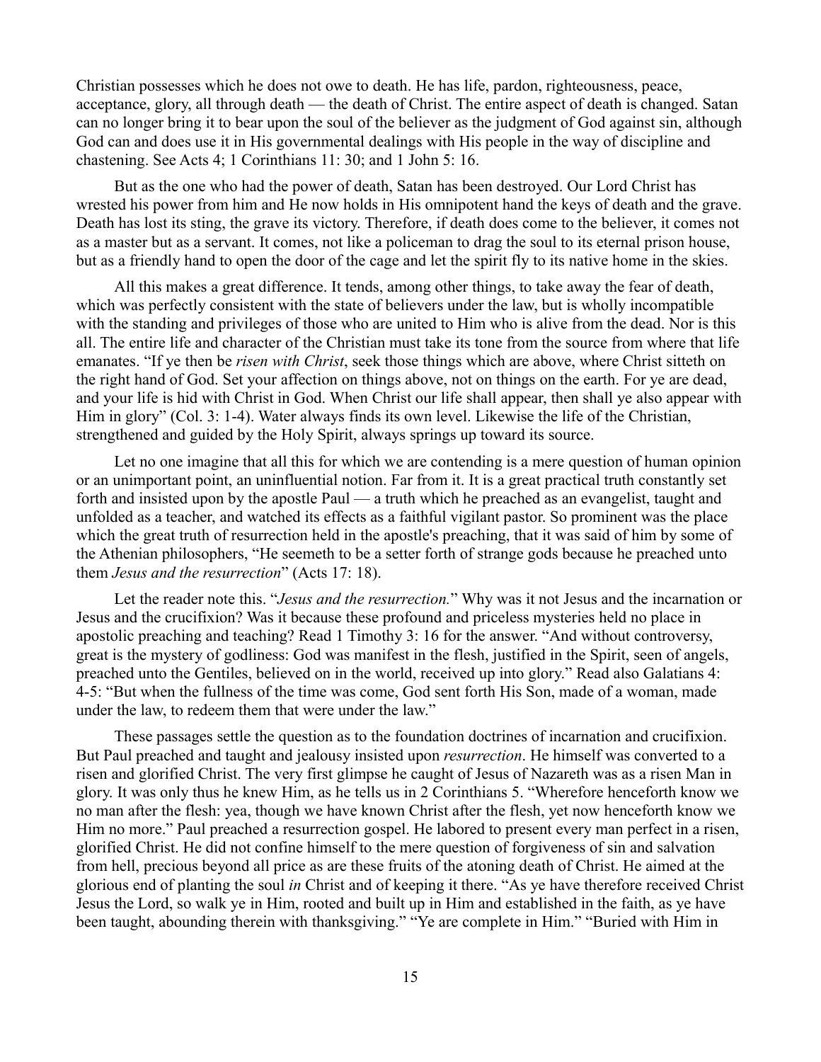Christian possesses which he does not owe to death. He has life, pardon, righteousness, peace, acceptance, glory, all through death — the death of Christ. The entire aspect of death is changed. Satan can no longer bring it to bear upon the soul of the believer as the judgment of God against sin, although God can and does use it in His governmental dealings with His people in the way of discipline and chastening. See Acts 4; 1 Corinthians 11: 30; and 1 John 5: 16.

But as the one who had the power of death, Satan has been destroyed. Our Lord Christ has wrested his power from him and He now holds in His omnipotent hand the keys of death and the grave. Death has lost its sting, the grave its victory. Therefore, if death does come to the believer, it comes not as a master but as a servant. It comes, not like a policeman to drag the soul to its eternal prison house, but as a friendly hand to open the door of the cage and let the spirit fly to its native home in the skies.

All this makes a great difference. It tends, among other things, to take away the fear of death, which was perfectly consistent with the state of believers under the law, but is wholly incompatible with the standing and privileges of those who are united to Him who is alive from the dead. Nor is this all. The entire life and character of the Christian must take its tone from the source from where that life emanates. "If ye then be *risen with Christ*, seek those things which are above, where Christ sitteth on the right hand of God. Set your affection on things above, not on things on the earth. For ye are dead, and your life is hid with Christ in God. When Christ our life shall appear, then shall ye also appear with Him in glory" (Col. 3: 1-4). Water always finds its own level. Likewise the life of the Christian, strengthened and guided by the Holy Spirit, always springs up toward its source.

Let no one imagine that all this for which we are contending is a mere question of human opinion or an unimportant point, an uninfluential notion. Far from it. It is a great practical truth constantly set forth and insisted upon by the apostle Paul — a truth which he preached as an evangelist, taught and unfolded as a teacher, and watched its effects as a faithful vigilant pastor. So prominent was the place which the great truth of resurrection held in the apostle's preaching, that it was said of him by some of the Athenian philosophers, "He seemeth to be a setter forth of strange gods because he preached unto them *Jesus and the resurrection*" (Acts 17: 18).

Let the reader note this. "*Jesus and the resurrection.*" Why was it not Jesus and the incarnation or Jesus and the crucifixion? Was it because these profound and priceless mysteries held no place in apostolic preaching and teaching? Read 1 Timothy 3: 16 for the answer. "And without controversy, great is the mystery of godliness: God was manifest in the flesh, justified in the Spirit, seen of angels, preached unto the Gentiles, believed on in the world, received up into glory." Read also Galatians 4: 4-5: "But when the fullness of the time was come, God sent forth His Son, made of a woman, made under the law, to redeem them that were under the law."

These passages settle the question as to the foundation doctrines of incarnation and crucifixion. But Paul preached and taught and jealousy insisted upon *resurrection*. He himself was converted to a risen and glorified Christ. The very first glimpse he caught of Jesus of Nazareth was as a risen Man in glory. It was only thus he knew Him, as he tells us in 2 Corinthians 5. "Wherefore henceforth know we no man after the flesh: yea, though we have known Christ after the flesh, yet now henceforth know we Him no more." Paul preached a resurrection gospel. He labored to present every man perfect in a risen, glorified Christ. He did not confine himself to the mere question of forgiveness of sin and salvation from hell, precious beyond all price as are these fruits of the atoning death of Christ. He aimed at the glorious end of planting the soul *in* Christ and of keeping it there. "As ye have therefore received Christ Jesus the Lord, so walk ye in Him, rooted and built up in Him and established in the faith, as ye have been taught, abounding therein with thanksgiving." "Ye are complete in Him." "Buried with Him in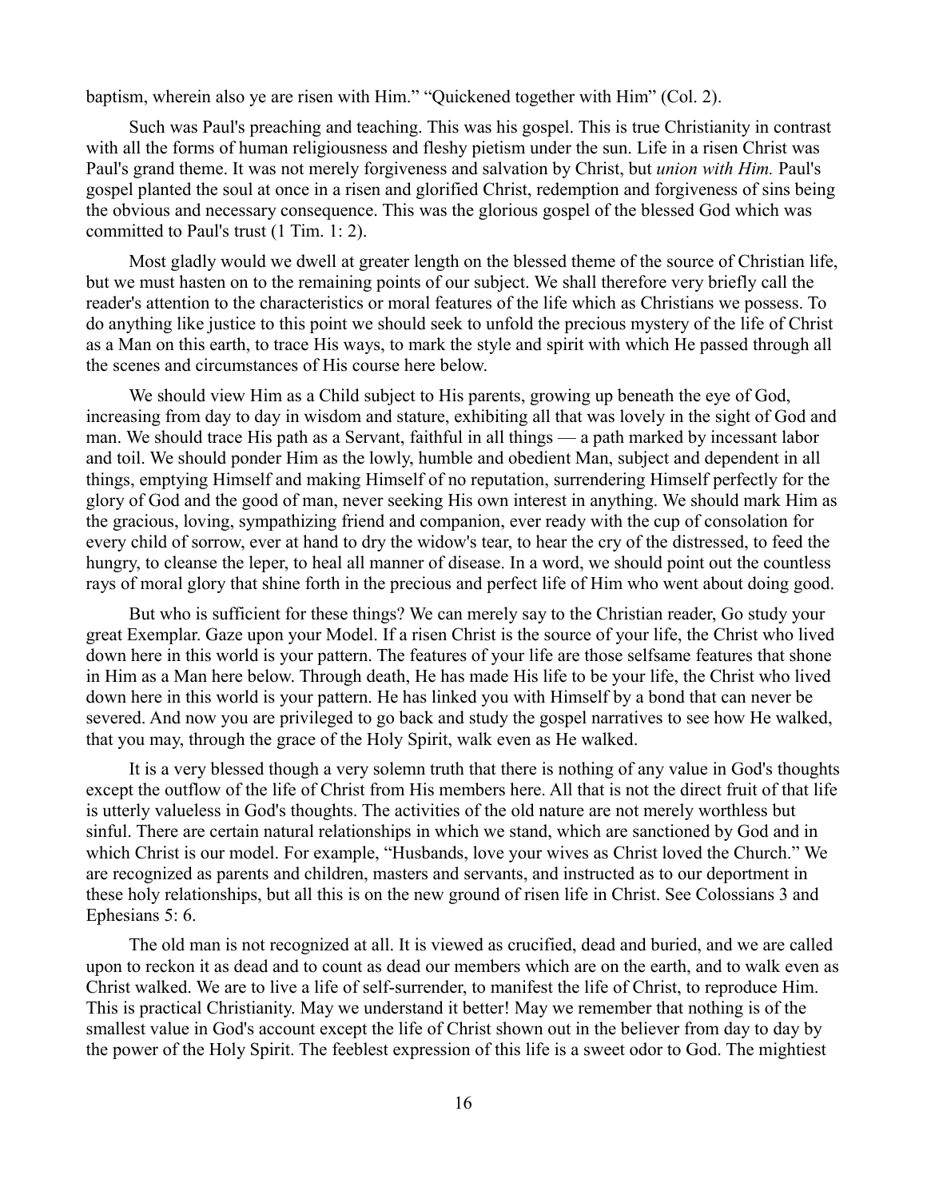baptism, wherein also ye are risen with Him." "Quickened together with Him" (Col. 2).

Such was Paul's preaching and teaching. This was his gospel. This is true Christianity in contrast with all the forms of human religiousness and fleshy pietism under the sun. Life in a risen Christ was Paul's grand theme. It was not merely forgiveness and salvation by Christ, but *union with Him.* Paul's gospel planted the soul at once in a risen and glorified Christ, redemption and forgiveness of sins being the obvious and necessary consequence. This was the glorious gospel of the blessed God which was committed to Paul's trust (1 Tim. 1: 2).

Most gladly would we dwell at greater length on the blessed theme of the source of Christian life, but we must hasten on to the remaining points of our subject. We shall therefore very briefly call the reader's attention to the characteristics or moral features of the life which as Christians we possess. To do anything like justice to this point we should seek to unfold the precious mystery of the life of Christ as a Man on this earth, to trace His ways, to mark the style and spirit with which He passed through all the scenes and circumstances of His course here below.

We should view Him as a Child subject to His parents, growing up beneath the eye of God, increasing from day to day in wisdom and stature, exhibiting all that was lovely in the sight of God and man. We should trace His path as a Servant, faithful in all things — a path marked by incessant labor and toil. We should ponder Him as the lowly, humble and obedient Man, subject and dependent in all things, emptying Himself and making Himself of no reputation, surrendering Himself perfectly for the glory of God and the good of man, never seeking His own interest in anything. We should mark Him as the gracious, loving, sympathizing friend and companion, ever ready with the cup of consolation for every child of sorrow, ever at hand to dry the widow's tear, to hear the cry of the distressed, to feed the hungry, to cleanse the leper, to heal all manner of disease. In a word, we should point out the countless rays of moral glory that shine forth in the precious and perfect life of Him who went about doing good.

But who is sufficient for these things? We can merely say to the Christian reader, Go study your great Exemplar. Gaze upon your Model. If a risen Christ is the source of your life, the Christ who lived down here in this world is your pattern. The features of your life are those selfsame features that shone in Him as a Man here below. Through death, He has made His life to be your life, the Christ who lived down here in this world is your pattern. He has linked you with Himself by a bond that can never be severed. And now you are privileged to go back and study the gospel narratives to see how He walked, that you may, through the grace of the Holy Spirit, walk even as He walked.

It is a very blessed though a very solemn truth that there is nothing of any value in God's thoughts except the outflow of the life of Christ from His members here. All that is not the direct fruit of that life is utterly valueless in God's thoughts. The activities of the old nature are not merely worthless but sinful. There are certain natural relationships in which we stand, which are sanctioned by God and in which Christ is our model. For example, "Husbands, love your wives as Christ loved the Church." We are recognized as parents and children, masters and servants, and instructed as to our deportment in these holy relationships, but all this is on the new ground of risen life in Christ. See Colossians 3 and Ephesians 5: 6.

The old man is not recognized at all. It is viewed as crucified, dead and buried, and we are called upon to reckon it as dead and to count as dead our members which are on the earth, and to walk even as Christ walked. We are to live a life of self-surrender, to manifest the life of Christ, to reproduce Him. This is practical Christianity. May we understand it better! May we remember that nothing is of the smallest value in God's account except the life of Christ shown out in the believer from day to day by the power of the Holy Spirit. The feeblest expression of this life is a sweet odor to God. The mightiest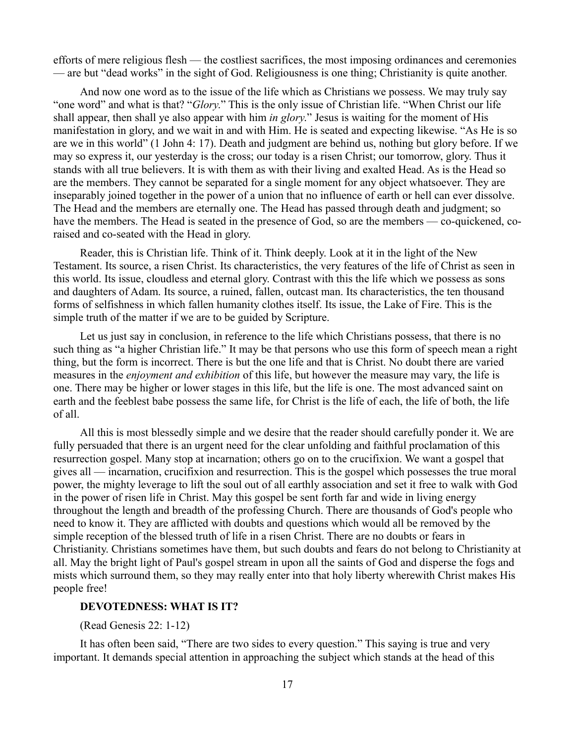efforts of mere religious flesh — the costliest sacrifices, the most imposing ordinances and ceremonies — are but "dead works" in the sight of God. Religiousness is one thing; Christianity is quite another.

And now one word as to the issue of the life which as Christians we possess. We may truly say "one word" and what is that? "*Glory*." This is the only issue of Christian life. "When Christ our life shall appear, then shall ye also appear with him *in glory*." Jesus is waiting for the moment of His manifestation in glory, and we wait in and with Him. He is seated and expecting likewise. "As He is so are we in this world" (1 John 4: 17). Death and judgment are behind us, nothing but glory before. If we may so express it, our yesterday is the cross; our today is a risen Christ; our tomorrow, glory. Thus it stands with all true believers. It is with them as with their living and exalted Head. As is the Head so are the members. They cannot be separated for a single moment for any object whatsoever. They are inseparably joined together in the power of a union that no influence of earth or hell can ever dissolve. The Head and the members are eternally one. The Head has passed through death and judgment; so have the members. The Head is seated in the presence of God, so are the members — co-quickened, co-raised and co-seated with the Head in glory.

Reader, this is Christian life. Think of it. Think deeply. Look at it in the light of the New Testament. Its source, a risen Christ. Its characteristics, the very features of the life of Christ as seen in this world. Its issue, cloudless and eternal glory. Contrast with this the life which we possess as sons and daughters of Adam. Its source, a ruined, fallen, outcast man. Its characteristics, the ten thousand forms of selfishness in which fallen humanity clothes itself. Its issue, the Lake of Fire. This is the simple truth of the matter if we are to be guided by Scripture.

Let us just say in conclusion, in reference to the life which Christians possess, that there is no such thing as "a higher Christian life." It may be that persons who use this form of speech mean a right thing, but the form is incorrect. There is but the one life and that is Christ. No doubt there are varied measures in the *enjoyment and exhibition* of this life, but however the measure may vary, the life is one. There may be higher or lower stages in this life, but the life is one. The most advanced saint on earth and the feeblest babe possess the same life, for Christ is the life of each, the life of both, the life of all.

All this is most blessedly simple and we desire that the reader should carefully ponder it. We are fully persuaded that there is an urgent need for the clear unfolding and faithful proclamation of this resurrection gospel. Many stop at incarnation; others go on to the crucifixion. We want a gospel that gives all — incarnation, crucifixion and resurrection. This is the gospel which possesses the true moral power, the mighty leverage to lift the soul out of all earthly association and set it free to walk with God in the power of risen life in Christ. May this gospel be sent forth far and wide in living energy throughout the length and breadth of the professing Church. There are thousands of God's people who need to know it. They are afflicted with doubts and questions which would all be removed by the simple reception of the blessed truth of life in a risen Christ. There are no doubts or fears in Christianity. Christians sometimes have them, but such doubts and fears do not belong to Christianity at all. May the bright light of Paul's gospel stream in upon all the saints of God and disperse the fogs and mists which surround them, so they may really enter into that holy liberty wherewith Christ makes His people free!

## DEVOTEDNESS: WHAT IS IT?

(Read Genesis 22: 1-12)

It has often been said, "There are two sides to every question." This saying is true and very important. It demands special attention in approaching the subject which stands at the head of this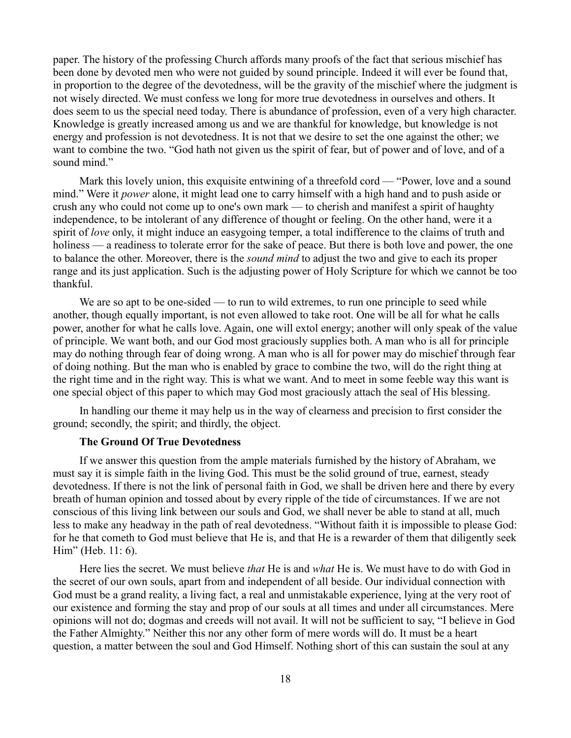paper. The history of the professing Church affords many proofs of the fact that serious mischief has been done by devoted men who were not guided by sound principle. Indeed it will ever be found that, in proportion to the degree of the devotedness, will be the gravity of the mischief where the judgment is not wisely directed. We must confess we long for more true devotedness in ourselves and others. It does seem to us the special need today. There is abundance of profession, even of a very high character. Knowledge is greatly increased among us and we are thankful for knowledge, but knowledge is not energy and profession is not devotedness. It is not that we desire to set the one against the other; we want to combine the two. "God hath not given us the spirit of fear, but of power and of love, and of a sound mind."

Mark this lovely union, this exquisite entwining of a threefold cord — "Power, love and a sound mind." Were it *power* alone, it might lead one to carry himself with a high hand and to push aside or crush any who could not come up to one's own mark — to cherish and manifest a spirit of haughty independence, to be intolerant of any difference of thought or feeling. On the other hand, were it a spirit of *love* only, it might induce an easygoing temper, a total indifference to the claims of truth and holiness — a readiness to tolerate error for the sake of peace. But there is both love and power, the one to balance the other. Moreover, there is the *sound mind* to adjust the two and give to each its proper range and its just application. Such is the adjusting power of Holy Scripture for which we cannot be too thankful.

We are so apt to be one-sided — to run to wild extremes, to run one principle to seed while another, though equally important, is not even allowed to take root. One will be all for what he calls power, another for what he calls love. Again, one will extol energy; another will only speak of the value of principle. We want both, and our God most graciously supplies both. A man who is all for principle may do nothing through fear of doing wrong. A man who is all for power may do mischief through fear of doing nothing. But the man who is enabled by grace to combine the two, will do the right thing at the right time and in the right way. This is what we want. And to meet in some feeble way this want is one special object of this paper to which may God most graciously attach the seal of His blessing.

In handling our theme it may help us in the way of clearness and precision to first consider the ground; secondly, the spirit; and thirdly, the object.

### The Ground Of True Devotedness

If we answer this question from the ample materials furnished by the history of Abraham, we must say it is simple faith in the living God. This must be the solid ground of true, earnest, steady devotedness. If there is not the link of personal faith in God, we shall be driven here and there by every breath of human opinion and tossed about by every ripple of the tide of circumstances. If we are not conscious of this living link between our souls and God, we shall never be able to stand at all, much less to make any headway in the path of real devotedness. "Without faith it is impossible to please God: for he that cometh to God must believe that He is, and that He is a rewarder of them that diligently seek Him" (Heb. 11: 6).

Here lies the secret. We must believe *that* He is and *what* He is. We must have to do with God in the secret of our own souls, apart from and independent of all beside. Our individual connection with God must be a grand reality, a living fact, a real and unmistakable experience, lying at the very root of our existence and forming the stay and prop of our souls at all times and under all circumstances. Mere opinions will not do; dogmas and creeds will not avail. It will not be sufficient to say, "I believe in God the Father Almighty." Neither this nor any other form of mere words will do. It must be a heart question, a matter between the soul and God Himself. Nothing short of this can sustain the soul at any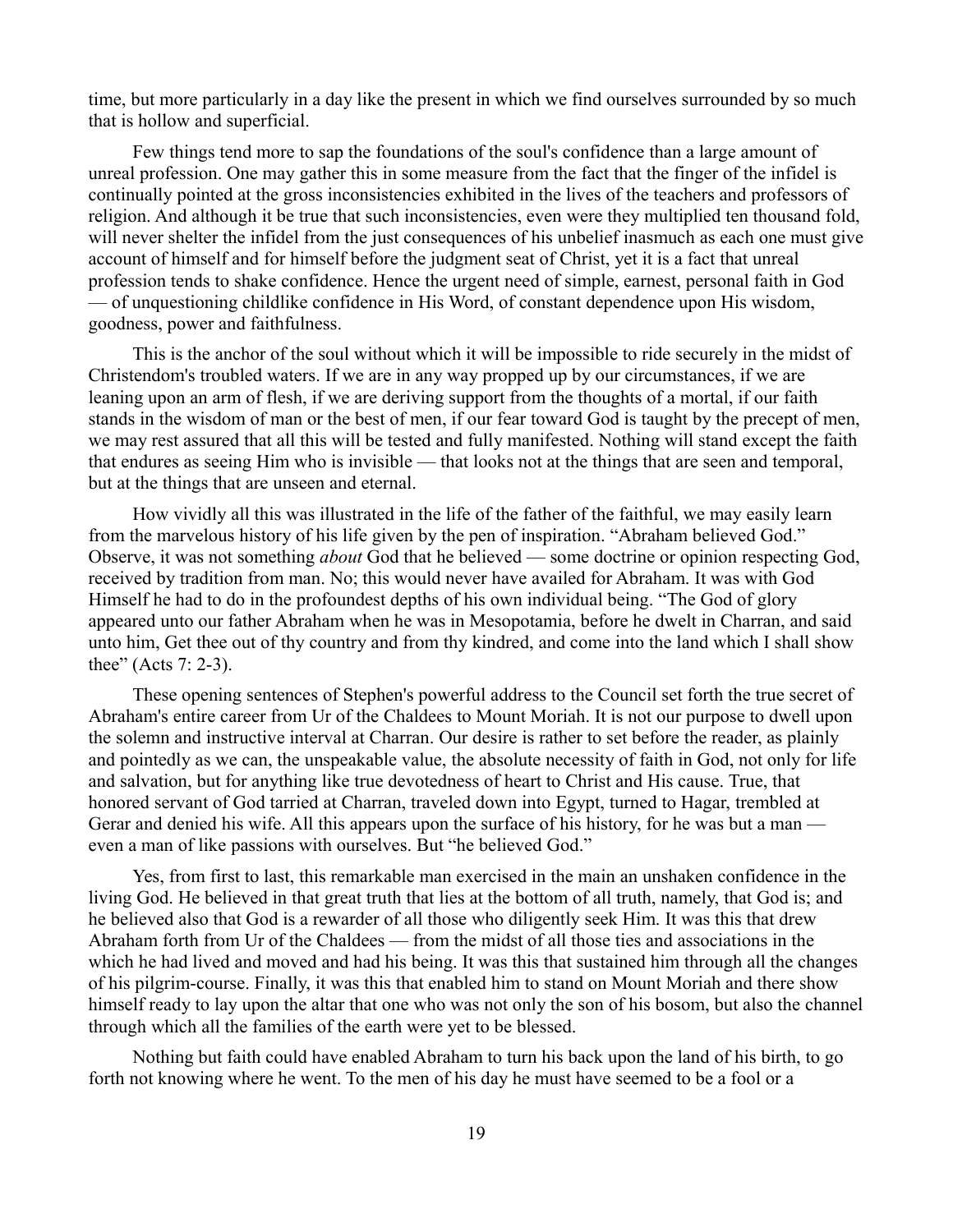time, but more particularly in a day like the present in which we find ourselves surrounded by so much that is hollow and superficial.

Few things tend more to sap the foundations of the soul's confidence than a large amount of unreal profession. One may gather this in some measure from the fact that the finger of the infidel is continually pointed at the gross inconsistencies exhibited in the lives of the teachers and professors of religion. And although it be true that such inconsistencies, even were they multiplied ten thousand fold, will never shelter the infidel from the just consequences of his unbelief inasmuch as each one must give account of himself and for himself before the judgment seat of Christ, yet it is a fact that unreal profession tends to shake confidence. Hence the urgent need of simple, earnest, personal faith in God — of unquestioning childlike confidence in His Word, of constant dependence upon His wisdom, goodness, power and faithfulness.

This is the anchor of the soul without which it will be impossible to ride securely in the midst of Christendom's troubled waters. If we are in any way propped up by our circumstances, if we are leaning upon an arm of flesh, if we are deriving support from the thoughts of a mortal, if our faith stands in the wisdom of man or the best of men, if our fear toward God is taught by the precept of men, we may rest assured that all this will be tested and fully manifested. Nothing will stand except the faith that endures as seeing Him who is invisible — that looks not at the things that are seen and temporal, but at the things that are unseen and eternal.

How vividly all this was illustrated in the life of the father of the faithful, we may easily learn from the marvelous history of his life given by the pen of inspiration. "Abraham believed God." Observe, it was not something *about* God that he believed — some doctrine or opinion respecting God, received by tradition from man. No; this would never have availed for Abraham. It was with God Himself he had to do in the profoundest depths of his own individual being. "The God of glory appeared unto our father Abraham when he was in Mesopotamia, before he dwelt in Charran, and said unto him, Get thee out of thy country and from thy kindred, and come into the land which I shall show thee" (Acts 7: 2-3).

These opening sentences of Stephen's powerful address to the Council set forth the true secret of Abraham's entire career from Ur of the Chaldees to Mount Moriah. It is not our purpose to dwell upon the solemn and instructive interval at Charran. Our desire is rather to set before the reader, as plainly and pointedly as we can, the unspeakable value, the absolute necessity of faith in God, not only for life and salvation, but for anything like true devotedness of heart to Christ and His cause. True, that honored servant of God tarried at Charran, traveled down into Egypt, turned to Hagar, trembled at Gerar and denied his wife. All this appears upon the surface of his history, for he was but a man — even a man of like passions with ourselves. But "he believed God."

Yes, from first to last, this remarkable man exercised in the main an unshaken confidence in the living God. He believed in that great truth that lies at the bottom of all truth, namely, that God is; and he believed also that God is a rewarder of all those who diligently seek Him. It was this that drew Abraham forth from Ur of the Chaldees — from the midst of all those ties and associations in the which he had lived and moved and had his being. It was this that sustained him through all the changes of his pilgrim-course. Finally, it was this that enabled him to stand on Mount Moriah and there show himself ready to lay upon the altar that one who was not only the son of his bosom, but also the channel through which all the families of the earth were yet to be blessed.

Nothing but faith could have enabled Abraham to turn his back upon the land of his birth, to go forth not knowing where he went. To the men of his day he must have seemed to be a fool or a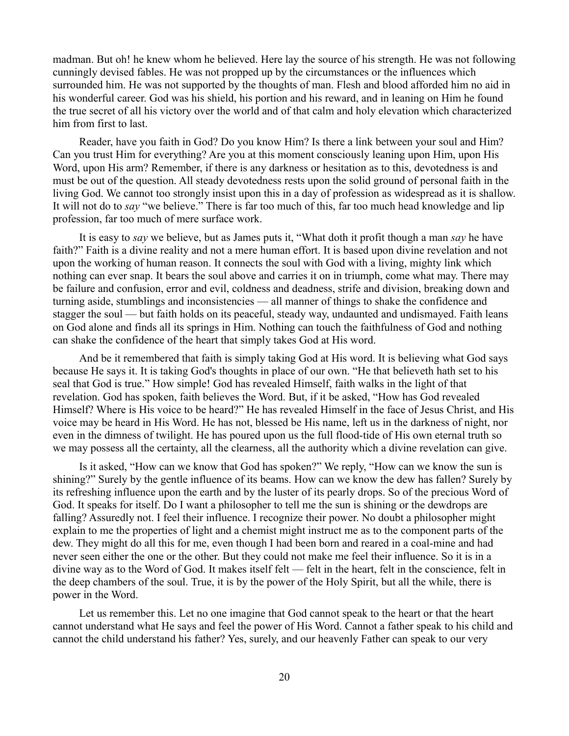madman. But oh! he knew whom he believed. Here lay the source of his strength. He was not following cunningly devised fables. He was not propped up by the circumstances or the influences which surrounded him. He was not supported by the thoughts of man. Flesh and blood afforded him no aid in his wonderful career. God was his shield, his portion and his reward, and in leaning on Him he found the true secret of all his victory over the world and of that calm and holy elevation which characterized him from first to last.

Reader, have you faith in God? Do you know Him? Is there a link between your soul and Him? Can you trust Him for everything? Are you at this moment consciously leaning upon Him, upon His Word, upon His arm? Remember, if there is any darkness or hesitation as to this, devotedness is and must be out of the question. All steady devotedness rests upon the solid ground of personal faith in the living God. We cannot too strongly insist upon this in a day of profession as widespread as it is shallow. It will not do to *say* "we believe." There is far too much of this, far too much head knowledge and lip profession, far too much of mere surface work.

It is easy to *say* we believe, but as James puts it, "What doth it profit though a man *say* he have faith?" Faith is a divine reality and not a mere human effort. It is based upon divine revelation and not upon the working of human reason. It connects the soul with God with a living, mighty link which nothing can ever snap. It bears the soul above and carries it on in triumph, come what may. There may be failure and confusion, error and evil, coldness and deadness, strife and division, breaking down and turning aside, stumblings and inconsistencies — all manner of things to shake the confidence and stagger the soul — but faith holds on its peaceful, steady way, undaunted and undismayed. Faith leans on God alone and finds all its springs in Him. Nothing can touch the faithfulness of God and nothing can shake the confidence of the heart that simply takes God at His word.

And be it remembered that faith is simply taking God at His word. It is believing what God says because He says it. It is taking God's thoughts in place of our own. "He that believeth hath set to his seal that God is true." How simple! God has revealed Himself, faith walks in the light of that revelation. God has spoken, faith believes the Word. But, if it be asked, "How has God revealed Himself? Where is His voice to be heard?" He has revealed Himself in the face of Jesus Christ, and His voice may be heard in His Word. He has not, blessed be His name, left us in the darkness of night, nor even in the dimness of twilight. He has poured upon us the full flood-tide of His own eternal truth so we may possess all the certainty, all the clearness, all the authority which a divine revelation can give.

Is it asked, "How can we know that God has spoken?" We reply, "How can we know the sun is shining?" Surely by the gentle influence of its beams. How can we know the dew has fallen? Surely by its refreshing influence upon the earth and by the luster of its pearly drops. So of the precious Word of God. It speaks for itself. Do I want a philosopher to tell me the sun is shining or the dewdrops are falling? Assuredly not. I feel their influence. I recognize their power. No doubt a philosopher might explain to me the properties of light and a chemist might instruct me as to the component parts of the dew. They might do all this for me, even though I had been born and reared in a coal-mine and had never seen either the one or the other. But they could not make me feel their influence. So it is in a divine way as to the Word of God. It makes itself felt — felt in the heart, felt in the conscience, felt in the deep chambers of the soul. True, it is by the power of the Holy Spirit, but all the while, there is power in the Word.

Let us remember this. Let no one imagine that God cannot speak to the heart or that the heart cannot understand what He says and feel the power of His Word. Cannot a father speak to his child and cannot the child understand his father? Yes, surely, and our heavenly Father can speak to our very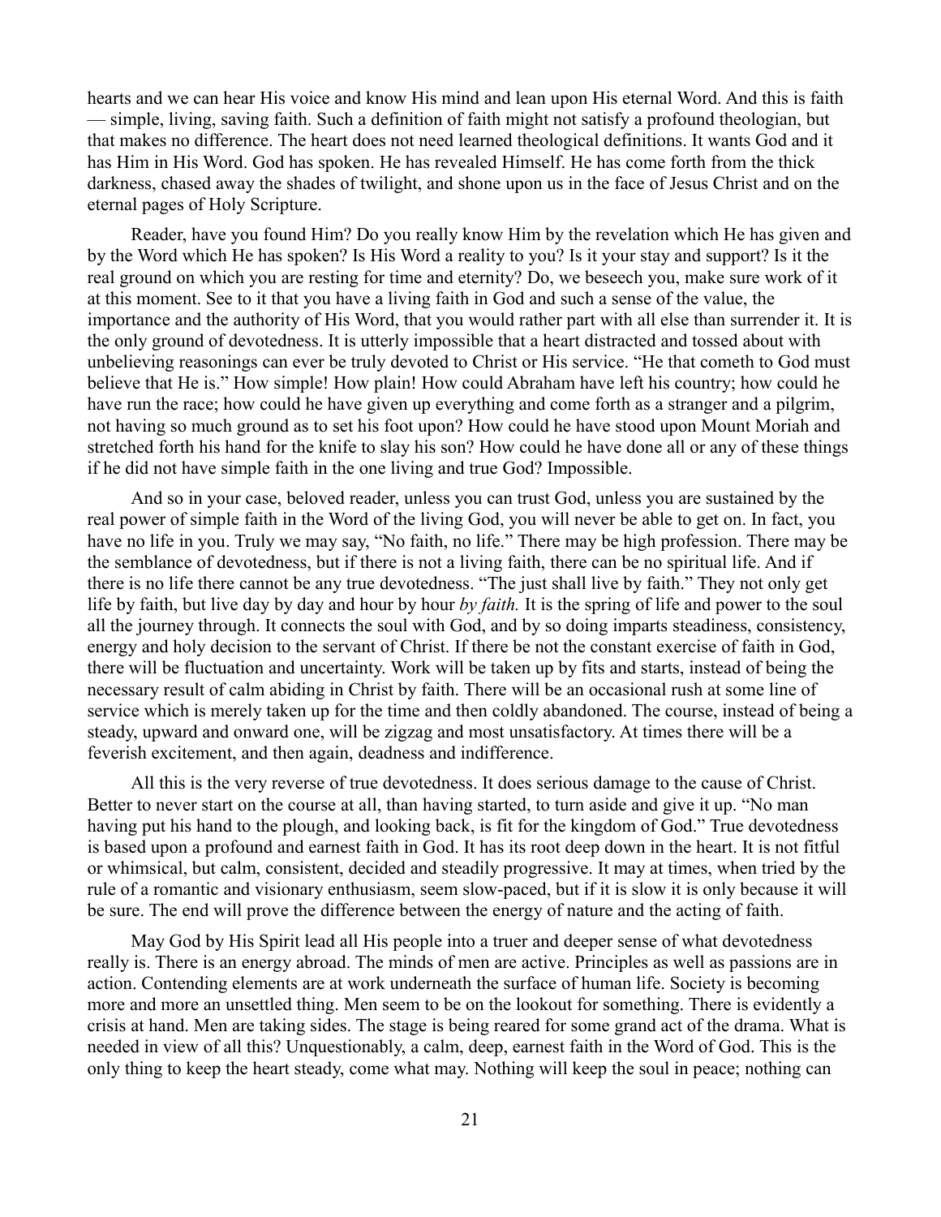hearts and we can hear His voice and know His mind and lean upon His eternal Word. And this is faith — simple, living, saving faith. Such a definition of faith might not satisfy a profound theologian, but that makes no difference. The heart does not need learned theological definitions. It wants God and it has Him in His Word. God has spoken. He has revealed Himself. He has come forth from the thick darkness, chased away the shades of twilight, and shone upon us in the face of Jesus Christ and on the eternal pages of Holy Scripture.

Reader, have you found Him? Do you really know Him by the revelation which He has given and by the Word which He has spoken? Is His Word a reality to you? Is it your stay and support? Is it the real ground on which you are resting for time and eternity? Do, we beseech you, make sure work of it at this moment. See to it that you have a living faith in God and such a sense of the value, the importance and the authority of His Word, that you would rather part with all else than surrender it. It is the only ground of devotedness. It is utterly impossible that a heart distracted and tossed about with unbelieving reasonings can ever be truly devoted to Christ or His service. "He that cometh to God must believe that He is." How simple! How plain! How could Abraham have left his country; how could he have run the race; how could he have given up everything and come forth as a stranger and a pilgrim, not having so much ground as to set his foot upon? How could he have stood upon Mount Moriah and stretched forth his hand for the knife to slay his son? How could he have done all or any of these things if he did not have simple faith in the one living and true God? Impossible.

And so in your case, beloved reader, unless you can trust God, unless you are sustained by the real power of simple faith in the Word of the living God, you will never be able to get on. In fact, you have no life in you. Truly we may say, "No faith, no life." There may be high profession. There may be the semblance of devotedness, but if there is not a living faith, there can be no spiritual life. And if there is no life there cannot be any true devotedness. "The just shall live by faith." They not only get life by faith, but live day by day and hour by hour *by faith.* It is the spring of life and power to the soul all the journey through. It connects the soul with God, and by so doing imparts steadiness, consistency, energy and holy decision to the servant of Christ. If there be not the constant exercise of faith in God, there will be fluctuation and uncertainty. Work will be taken up by fits and starts, instead of being the necessary result of calm abiding in Christ by faith. There will be an occasional rush at some line of service which is merely taken up for the time and then coldly abandoned. The course, instead of being a steady, upward and onward one, will be zigzag and most unsatisfactory. At times there will be a feverish excitement, and then again, deadness and indifference.

All this is the very reverse of true devotedness. It does serious damage to the cause of Christ. Better to never start on the course at all, than having started, to turn aside and give it up. "No man having put his hand to the plough, and looking back, is fit for the kingdom of God." True devotedness is based upon a profound and earnest faith in God. It has its root deep down in the heart. It is not fitful or whimsical, but calm, consistent, decided and steadily progressive. It may at times, when tried by the rule of a romantic and visionary enthusiasm, seem slow-paced, but if it is slow it is only because it will be sure. The end will prove the difference between the energy of nature and the acting of faith.

May God by His Spirit lead all His people into a truer and deeper sense of what devotedness really is. There is an energy abroad. The minds of men are active. Principles as well as passions are in action. Contending elements are at work underneath the surface of human life. Society is becoming more and more an unsettled thing. Men seem to be on the lookout for something. There is evidently a crisis at hand. Men are taking sides. The stage is being reared for some grand act of the drama. What is needed in view of all this? Unquestionably, a calm, deep, earnest faith in the Word of God. This is the only thing to keep the heart steady, come what may. Nothing will keep the soul in peace; nothing can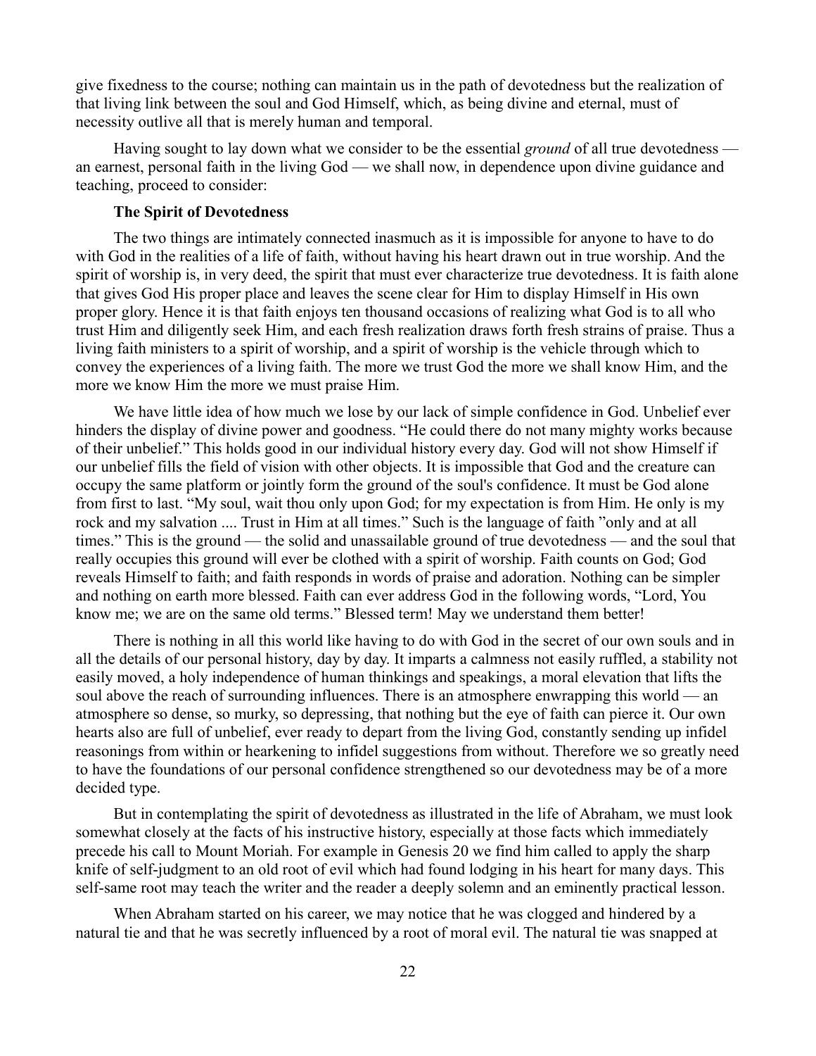give fixedness to the course; nothing can maintain us in the path of devotedness but the realization of that living link between the soul and God Himself, which, as being divine and eternal, must of necessity outlive all that is merely human and temporal.

Having sought to lay down what we consider to be the essential *ground* of all true devotedness — an earnest, personal faith in the living God — we shall now, in dependence upon divine guidance and teaching, proceed to consider:

### The Spirit of Devotedness

The two things are intimately connected inasmuch as it is impossible for anyone to have to do with God in the realities of a life of faith, without having his heart drawn out in true worship. And the spirit of worship is, in very deed, the spirit that must ever characterize true devotedness. It is faith alone that gives God His proper place and leaves the scene clear for Him to display Himself in His own proper glory. Hence it is that faith enjoys ten thousand occasions of realizing what God is to all who trust Him and diligently seek Him, and each fresh realization draws forth fresh strains of praise. Thus a living faith ministers to a spirit of worship, and a spirit of worship is the vehicle through which to convey the experiences of a living faith. The more we trust God the more we shall know Him, and the more we know Him the more we must praise Him.

We have little idea of how much we lose by our lack of simple confidence in God. Unbelief ever hinders the display of divine power and goodness. "He could there do not many mighty works because of their unbelief." This holds good in our individual history every day. God will not show Himself if our unbelief fills the field of vision with other objects. It is impossible that God and the creature can occupy the same platform or jointly form the ground of the soul's confidence. It must be God alone from first to last. "My soul, wait thou only upon God; for my expectation is from Him. He only is my rock and my salvation .... Trust in Him at all times." Such is the language of faith "only and at all times." This is the ground — the solid and unassailable ground of true devotedness — and the soul that really occupies this ground will ever be clothed with a spirit of worship. Faith counts on God; God reveals Himself to faith; and faith responds in words of praise and adoration. Nothing can be simpler and nothing on earth more blessed. Faith can ever address God in the following words, "Lord, You know me; we are on the same old terms." Blessed term! May we understand them better!

There is nothing in all this world like having to do with God in the secret of our own souls and in all the details of our personal history, day by day. It imparts a calmness not easily ruffled, a stability not easily moved, a holy independence of human thinkings and speakings, a moral elevation that lifts the soul above the reach of surrounding influences. There is an atmosphere enwrapping this world — an atmosphere so dense, so murky, so depressing, that nothing but the eye of faith can pierce it. Our own hearts also are full of unbelief, ever ready to depart from the living God, constantly sending up infidel reasonings from within or hearkening to infidel suggestions from without. Therefore we so greatly need to have the foundations of our personal confidence strengthened so our devotedness may be of a more decided type.

But in contemplating the spirit of devotedness as illustrated in the life of Abraham, we must look somewhat closely at the facts of his instructive history, especially at those facts which immediately precede his call to Mount Moriah. For example in Genesis 20 we find him called to apply the sharp knife of self-judgment to an old root of evil which had found lodging in his heart for many days. This self-same root may teach the writer and the reader a deeply solemn and an eminently practical lesson.

When Abraham started on his career, we may notice that he was clogged and hindered by a natural tie and that he was secretly influenced by a root of moral evil. The natural tie was snapped at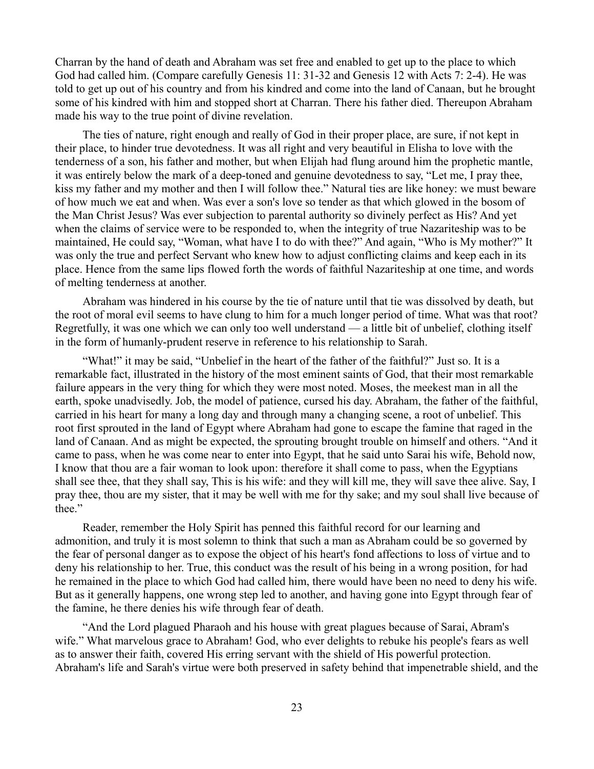Charran by the hand of death and Abraham was set free and enabled to get up to the place to which God had called him. (Compare carefully Genesis 11: 31-32 and Genesis 12 with Acts 7: 2-4). He was told to get up out of his country and from his kindred and come into the land of Canaan, but he brought some of his kindred with him and stopped short at Charran. There his father died. Thereupon Abraham made his way to the true point of divine revelation.

The ties of nature, right enough and really of God in their proper place, are sure, if not kept in their place, to hinder true devotedness. It was all right and very beautiful in Elisha to love with the tenderness of a son, his father and mother, but when Elijah had flung around him the prophetic mantle, it was entirely below the mark of a deep-toned and genuine devotedness to say, "Let me, I pray thee, kiss my father and my mother and then I will follow thee." Natural ties are like honey: we must beware of how much we eat and when. Was ever a son's love so tender as that which glowed in the bosom of the Man Christ Jesus? Was ever subjection to parental authority so divinely perfect as His? And yet when the claims of service were to be responded to, when the integrity of true Nazariteship was to be maintained, He could say, "Woman, what have I to do with thee?" And again, "Who is My mother?" It was only the true and perfect Servant who knew how to adjust conflicting claims and keep each in its place. Hence from the same lips flowed forth the words of faithful Nazariteship at one time, and words of melting tenderness at another.

Abraham was hindered in his course by the tie of nature until that tie was dissolved by death, but the root of moral evil seems to have clung to him for a much longer period of time. What was that root? Regretfully, it was one which we can only too well understand — a little bit of unbelief, clothing itself in the form of humanly-prudent reserve in reference to his relationship to Sarah.

"What!" it may be said, "Unbelief in the heart of the father of the faithful?" Just so. It is a remarkable fact, illustrated in the history of the most eminent saints of God, that their most remarkable failure appears in the very thing for which they were most noted. Moses, the meekest man in all the earth, spoke unadvisedly. Job, the model of patience, cursed his day. Abraham, the father of the faithful, carried in his heart for many a long day and through many a changing scene, a root of unbelief. This root first sprouted in the land of Egypt where Abraham had gone to escape the famine that raged in the land of Canaan. And as might be expected, the sprouting brought trouble on himself and others. "And it came to pass, when he was come near to enter into Egypt, that he said unto Sarai his wife, Behold now, I know that thou are a fair woman to look upon: therefore it shall come to pass, when the Egyptians shall see thee, that they shall say, This is his wife: and they will kill me, they will save thee alive. Say, I pray thee, thou are my sister, that it may be well with me for thy sake; and my soul shall live because of thee."

Reader, remember the Holy Spirit has penned this faithful record for our learning and admonition, and truly it is most solemn to think that such a man as Abraham could be so governed by the fear of personal danger as to expose the object of his heart's fond affections to loss of virtue and to deny his relationship to her. True, this conduct was the result of his being in a wrong position, for had he remained in the place to which God had called him, there would have been no need to deny his wife. But as it generally happens, one wrong step led to another, and having gone into Egypt through fear of the famine, he there denies his wife through fear of death.

"And the Lord plagued Pharaoh and his house with great plagues because of Sarai, Abram's wife." What marvelous grace to Abraham! God, who ever delights to rebuke his people's fears as well as to answer their faith, covered His erring servant with the shield of His powerful protection. Abraham's life and Sarah's virtue were both preserved in safety behind that impenetrable shield, and the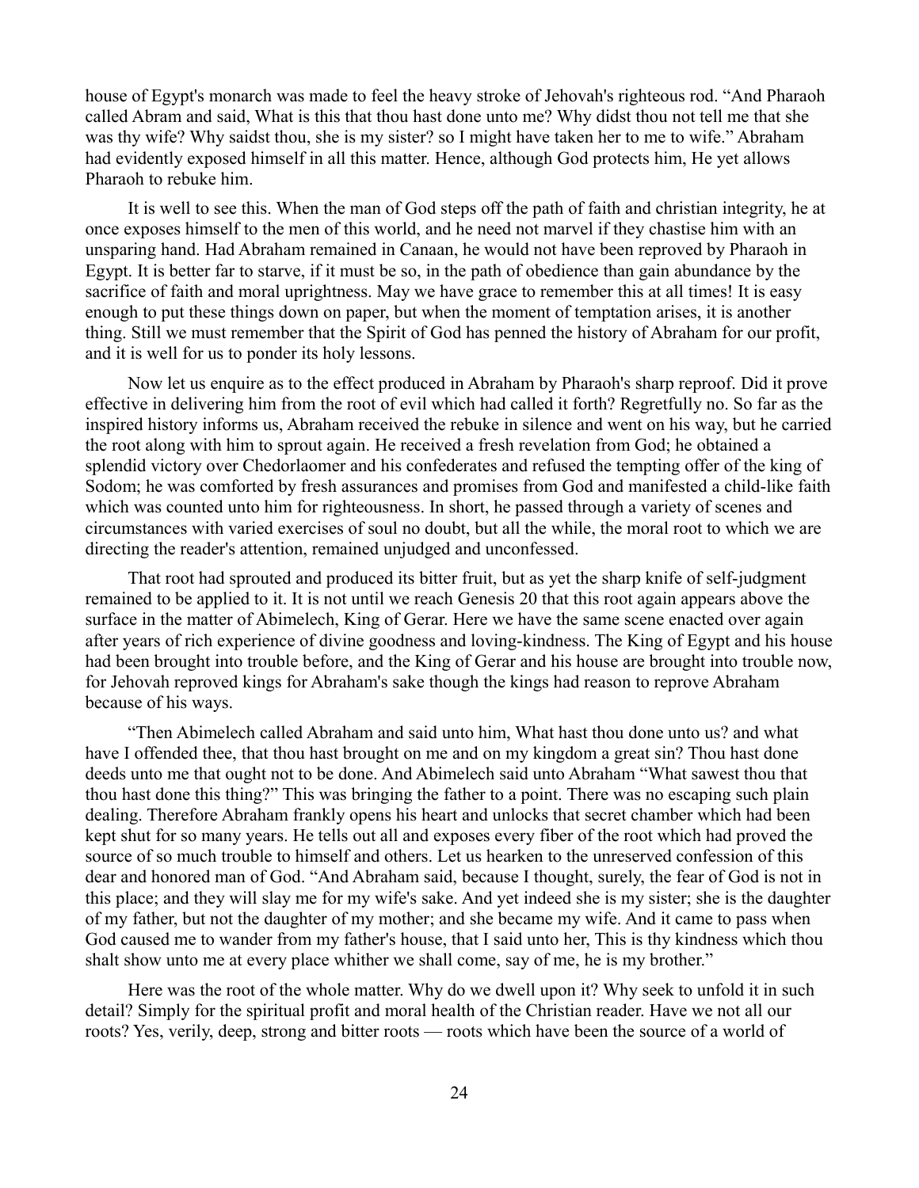house of Egypt's monarch was made to feel the heavy stroke of Jehovah's righteous rod. "And Pharaoh called Abram and said, What is this that thou hast done unto me? Why didst thou not tell me that she was thy wife? Why saidst thou, she is my sister? so I might have taken her to me to wife." Abraham had evidently exposed himself in all this matter. Hence, although God protects him, He yet allows Pharaoh to rebuke him.

It is well to see this. When the man of God steps off the path of faith and christian integrity, he at once exposes himself to the men of this world, and he need not marvel if they chastise him with an unsparing hand. Had Abraham remained in Canaan, he would not have been reproved by Pharaoh in Egypt. It is better far to starve, if it must be so, in the path of obedience than gain abundance by the sacrifice of faith and moral uprightness. May we have grace to remember this at all times! It is easy enough to put these things down on paper, but when the moment of temptation arises, it is another thing. Still we must remember that the Spirit of God has penned the history of Abraham for our profit, and it is well for us to ponder its holy lessons.

Now let us enquire as to the effect produced in Abraham by Pharaoh's sharp reproof. Did it prove effective in delivering him from the root of evil which had called it forth? Regretfully no. So far as the inspired history informs us, Abraham received the rebuke in silence and went on his way, but he carried the root along with him to sprout again. He received a fresh revelation from God; he obtained a splendid victory over Chedorlaomer and his confederates and refused the tempting offer of the king of Sodom; he was comforted by fresh assurances and promises from God and manifested a child-like faith which was counted unto him for righteousness. In short, he passed through a variety of scenes and circumstances with varied exercises of soul no doubt, but all the while, the moral root to which we are directing the reader's attention, remained unjudged and unconfessed.

That root had sprouted and produced its bitter fruit, but as yet the sharp knife of self-judgment remained to be applied to it. It is not until we reach Genesis 20 that this root again appears above the surface in the matter of Abimelech, King of Gerar. Here we have the same scene enacted over again after years of rich experience of divine goodness and loving-kindness. The King of Egypt and his house had been brought into trouble before, and the King of Gerar and his house are brought into trouble now, for Jehovah reproved kings for Abraham's sake though the kings had reason to reprove Abraham because of his ways.

"Then Abimelech called Abraham and said unto him, What hast thou done unto us? and what have I offended thee, that thou hast brought on me and on my kingdom a great sin? Thou hast done deeds unto me that ought not to be done. And Abimelech said unto Abraham "What sawest thou that thou hast done this thing?" This was bringing the father to a point. There was no escaping such plain dealing. Therefore Abraham frankly opens his heart and unlocks that secret chamber which had been kept shut for so many years. He tells out all and exposes every fiber of the root which had proved the source of so much trouble to himself and others. Let us hearken to the unreserved confession of this dear and honored man of God. "And Abraham said, because I thought, surely, the fear of God is not in this place; and they will slay me for my wife's sake. And yet indeed she is my sister; she is the daughter of my father, but not the daughter of my mother; and she became my wife. And it came to pass when God caused me to wander from my father's house, that I said unto her, This is thy kindness which thou shalt show unto me at every place whither we shall come, say of me, he is my brother."

Here was the root of the whole matter. Why do we dwell upon it? Why seek to unfold it in such detail? Simply for the spiritual profit and moral health of the Christian reader. Have we not all our roots? Yes, verily, deep, strong and bitter roots — roots which have been the source of a world of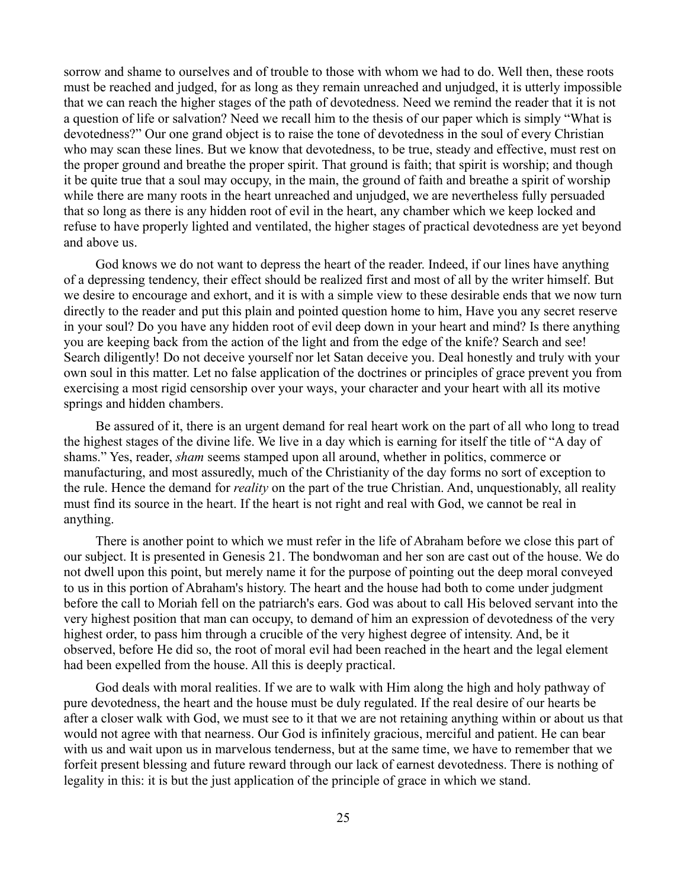sorrow and shame to ourselves and of trouble to those with whom we had to do. Well then, these roots must be reached and judged, for as long as they remain unreached and unjudged, it is utterly impossible that we can reach the higher stages of the path of devotedness. Need we remind the reader that it is not a question of life or salvation? Need we recall him to the thesis of our paper which is simply "What is devotedness?" Our one grand object is to raise the tone of devotedness in the soul of every Christian who may scan these lines. But we know that devotedness, to be true, steady and effective, must rest on the proper ground and breathe the proper spirit. That ground is faith; that spirit is worship; and though it be quite true that a soul may occupy, in the main, the ground of faith and breathe a spirit of worship while there are many roots in the heart unreached and unjudged, we are nevertheless fully persuaded that so long as there is any hidden root of evil in the heart, any chamber which we keep locked and refuse to have properly lighted and ventilated, the higher stages of practical devotedness are yet beyond and above us.

God knows we do not want to depress the heart of the reader. Indeed, if our lines have anything of a depressing tendency, their effect should be realized first and most of all by the writer himself. But we desire to encourage and exhort, and it is with a simple view to these desirable ends that we now turn directly to the reader and put this plain and pointed question home to him, Have you any secret reserve in your soul? Do you have any hidden root of evil deep down in your heart and mind? Is there anything you are keeping back from the action of the light and from the edge of the knife? Search and see! Search diligently! Do not deceive yourself nor let Satan deceive you. Deal honestly and truly with your own soul in this matter. Let no false application of the doctrines or principles of grace prevent you from exercising a most rigid censorship over your ways, your character and your heart with all its motive springs and hidden chambers.

Be assured of it, there is an urgent demand for real heart work on the part of all who long to tread the highest stages of the divine life. We live in a day which is earning for itself the title of "A day of shams." Yes, reader, *sham* seems stamped upon all around, whether in politics, commerce or manufacturing, and most assuredly, much of the Christianity of the day forms no sort of exception to the rule. Hence the demand for *reality* on the part of the true Christian. And, unquestionably, all reality must find its source in the heart. If the heart is not right and real with God, we cannot be real in anything.

There is another point to which we must refer in the life of Abraham before we close this part of our subject. It is presented in Genesis 21. The bondwoman and her son are cast out of the house. We do not dwell upon this point, but merely name it for the purpose of pointing out the deep moral conveyed to us in this portion of Abraham's history. The heart and the house had both to come under judgment before the call to Moriah fell on the patriarch's ears. God was about to call His beloved servant into the very highest position that man can occupy, to demand of him an expression of devotedness of the very highest order, to pass him through a crucible of the very highest degree of intensity. And, be it observed, before He did so, the root of moral evil had been reached in the heart and the legal element had been expelled from the house. All this is deeply practical.

God deals with moral realities. If we are to walk with Him along the high and holy pathway of pure devotedness, the heart and the house must be duly regulated. If the real desire of our hearts be after a closer walk with God, we must see to it that we are not retaining anything within or about us that would not agree with that nearness. Our God is infinitely gracious, merciful and patient. He can bear with us and wait upon us in marvelous tenderness, but at the same time, we have to remember that we forfeit present blessing and future reward through our lack of earnest devotedness. There is nothing of legality in this: it is but the just application of the principle of grace in which we stand.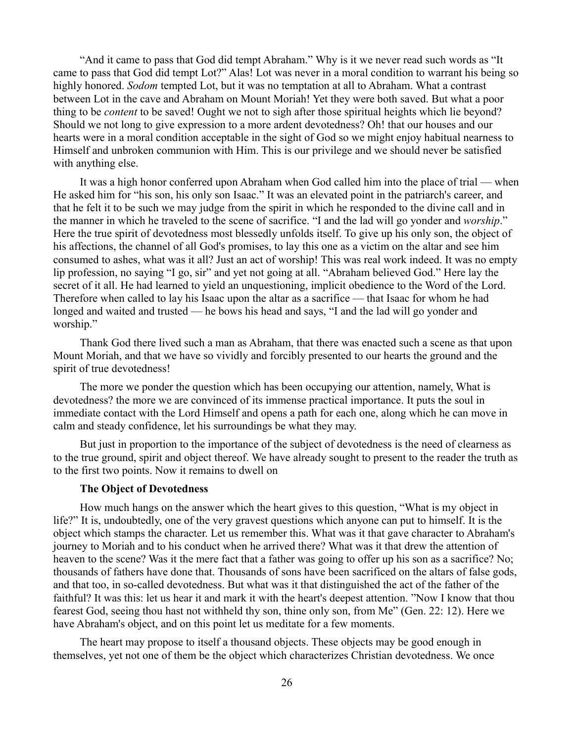"And it came to pass that God did tempt Abraham." Why is it we never read such words as "It came to pass that God did tempt Lot?" Alas! Lot was never in a moral condition to warrant his being so highly honored. *Sodom* tempted Lot, but it was no temptation at all to Abraham. What a contrast between Lot in the cave and Abraham on Mount Moriah! Yet they were both saved. But what a poor thing to be *content* to be saved! Ought we not to sigh after those spiritual heights which lie beyond? Should we not long to give expression to a more ardent devotedness? Oh! that our houses and our hearts were in a moral condition acceptable in the sight of God so we might enjoy habitual nearness to Himself and unbroken communion with Him. This is our privilege and we should never be satisfied with anything else.

It was a high honor conferred upon Abraham when God called him into the place of trial — when He asked him for "his son, his only son Isaac." It was an elevated point in the patriarch's career, and that he felt it to be such we may judge from the spirit in which he responded to the divine call and in the manner in which he traveled to the scene of sacrifice. "I and the lad will go yonder and *worship*." Here the true spirit of devotedness most blessedly unfolds itself. To give up his only son, the object of his affections, the channel of all God's promises, to lay this one as a victim on the altar and see him consumed to ashes, what was it all? Just an act of worship! This was real work indeed. It was no empty lip profession, no saying "I go, sir" and yet not going at all. "Abraham believed God." Here lay the secret of it all. He had learned to yield an unquestioning, implicit obedience to the Word of the Lord. Therefore when called to lay his Isaac upon the altar as a sacrifice — that Isaac for whom he had longed and waited and trusted — he bows his head and says, "I and the lad will go yonder and worship."

Thank God there lived such a man as Abraham, that there was enacted such a scene as that upon Mount Moriah, and that we have so vividly and forcibly presented to our hearts the ground and the spirit of true devotedness!

The more we ponder the question which has been occupying our attention, namely, What is devotedness? the more we are convinced of its immense practical importance. It puts the soul in immediate contact with the Lord Himself and opens a path for each one, along which he can move in calm and steady confidence, let his surroundings be what they may.

But just in proportion to the importance of the subject of devotedness is the need of clearness as to the true ground, spirit and object thereof. We have already sought to present to the reader the truth as to the first two points. Now it remains to dwell on

### The Object of Devotedness

How much hangs on the answer which the heart gives to this question, "What is my object in life?" It is, undoubtedly, one of the very gravest questions which anyone can put to himself. It is the object which stamps the character. Let us remember this. What was it that gave character to Abraham's journey to Moriah and to his conduct when he arrived there? What was it that drew the attention of heaven to the scene? Was it the mere fact that a father was going to offer up his son as a sacrifice? No; thousands of fathers have done that. Thousands of sons have been sacrificed on the altars of false gods, and that too, in so-called devotedness. But what was it that distinguished the act of the father of the faithful? It was this: let us hear it and mark it with the heart's deepest attention. "Now I know that thou fearest God, seeing thou hast not withheld thy son, thine only son, from Me" (Gen. 22: 12). Here we have Abraham's object, and on this point let us meditate for a few moments.

The heart may propose to itself a thousand objects. These objects may be good enough in themselves, yet not one of them be the object which characterizes Christian devotedness. We once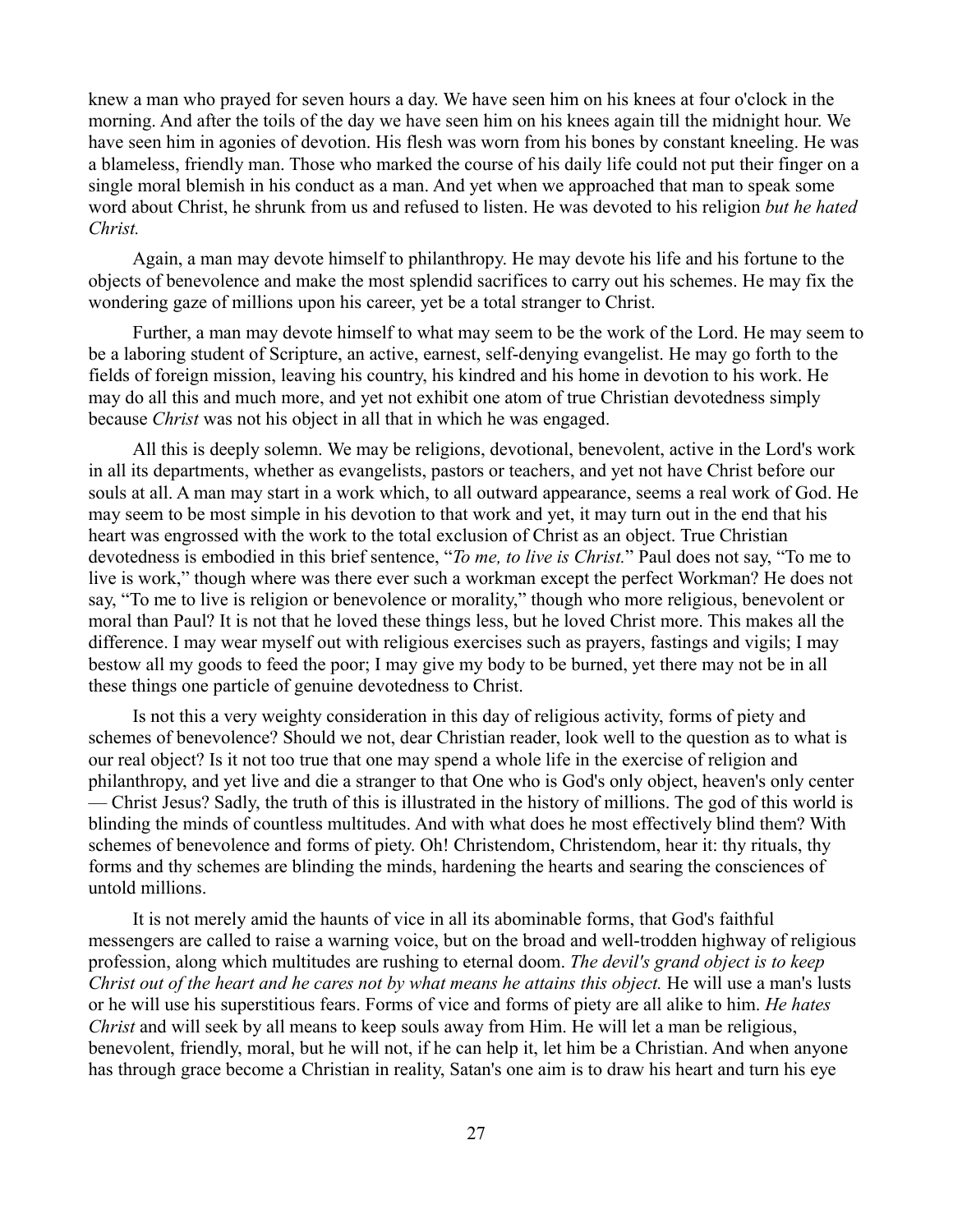knew a man who prayed for seven hours a day. We have seen him on his knees at four o'clock in the morning. And after the toils of the day we have seen him on his knees again till the midnight hour. We have seen him in agonies of devotion. His flesh was worn from his bones by constant kneeling. He was a blameless, friendly man. Those who marked the course of his daily life could not put their finger on a single moral blemish in his conduct as a man. And yet when we approached that man to speak some word about Christ, he shrunk from us and refused to listen. He was devoted to his religion *but he hated Christ.*

Again, a man may devote himself to philanthropy. He may devote his life and his fortune to the objects of benevolence and make the most splendid sacrifices to carry out his schemes. He may fix the wondering gaze of millions upon his career, yet be a total stranger to Christ.

Further, a man may devote himself to what may seem to be the work of the Lord. He may seem to be a laboring student of Scripture, an active, earnest, self-denying evangelist. He may go forth to the fields of foreign mission, leaving his country, his kindred and his home in devotion to his work. He may do all this and much more, and yet not exhibit one atom of true Christian devotedness simply because *Christ* was not his object in all that in which he was engaged.

All this is deeply solemn. We may be religions, devotional, benevolent, active in the Lord's work in all its departments, whether as evangelists, pastors or teachers, and yet not have Christ before our souls at all. A man may start in a work which, to all outward appearance, seems a real work of God. He may seem to be most simple in his devotion to that work and yet, it may turn out in the end that his heart was engrossed with the work to the total exclusion of Christ as an object. True Christian devotedness is embodied in this brief sentence, "*To me, to live is Christ.*" Paul does not say, "To me to live is work," though where was there ever such a workman except the perfect Workman? He does not say, "To me to live is religion or benevolence or morality," though who more religious, benevolent or moral than Paul? It is not that he loved these things less, but he loved Christ more. This makes all the difference. I may wear myself out with religious exercises such as prayers, fastings and vigils; I may bestow all my goods to feed the poor; I may give my body to be burned, yet there may not be in all these things one particle of genuine devotedness to Christ.

Is not this a very weighty consideration in this day of religious activity, forms of piety and schemes of benevolence? Should we not, dear Christian reader, look well to the question as to what is our real object? Is it not too true that one may spend a whole life in the exercise of religion and philanthropy, and yet live and die a stranger to that One who is God's only object, heaven's only center — Christ Jesus? Sadly, the truth of this is illustrated in the history of millions. The god of this world is blinding the minds of countless multitudes. And with what does he most effectively blind them? With schemes of benevolence and forms of piety. Oh! Christendom, Christendom, hear it: thy rituals, thy forms and thy schemes are blinding the minds, hardening the hearts and searing the consciences of untold millions.

It is not merely amid the haunts of vice in all its abominable forms, that God's faithful messengers are called to raise a warning voice, but on the broad and well-trodden highway of religious profession, along which multitudes are rushing to eternal doom. *The devil's grand object is to keep Christ out of the heart and he cares not by what means he attains this object.* He will use a man's lusts or he will use his superstitious fears. Forms of vice and forms of piety are all alike to him. *He hates Christ* and will seek by all means to keep souls away from Him. He will let a man be religious, benevolent, friendly, moral, but he will not, if he can help it, let him be a Christian. And when anyone has through grace become a Christian in reality, Satan's one aim is to draw his heart and turn his eye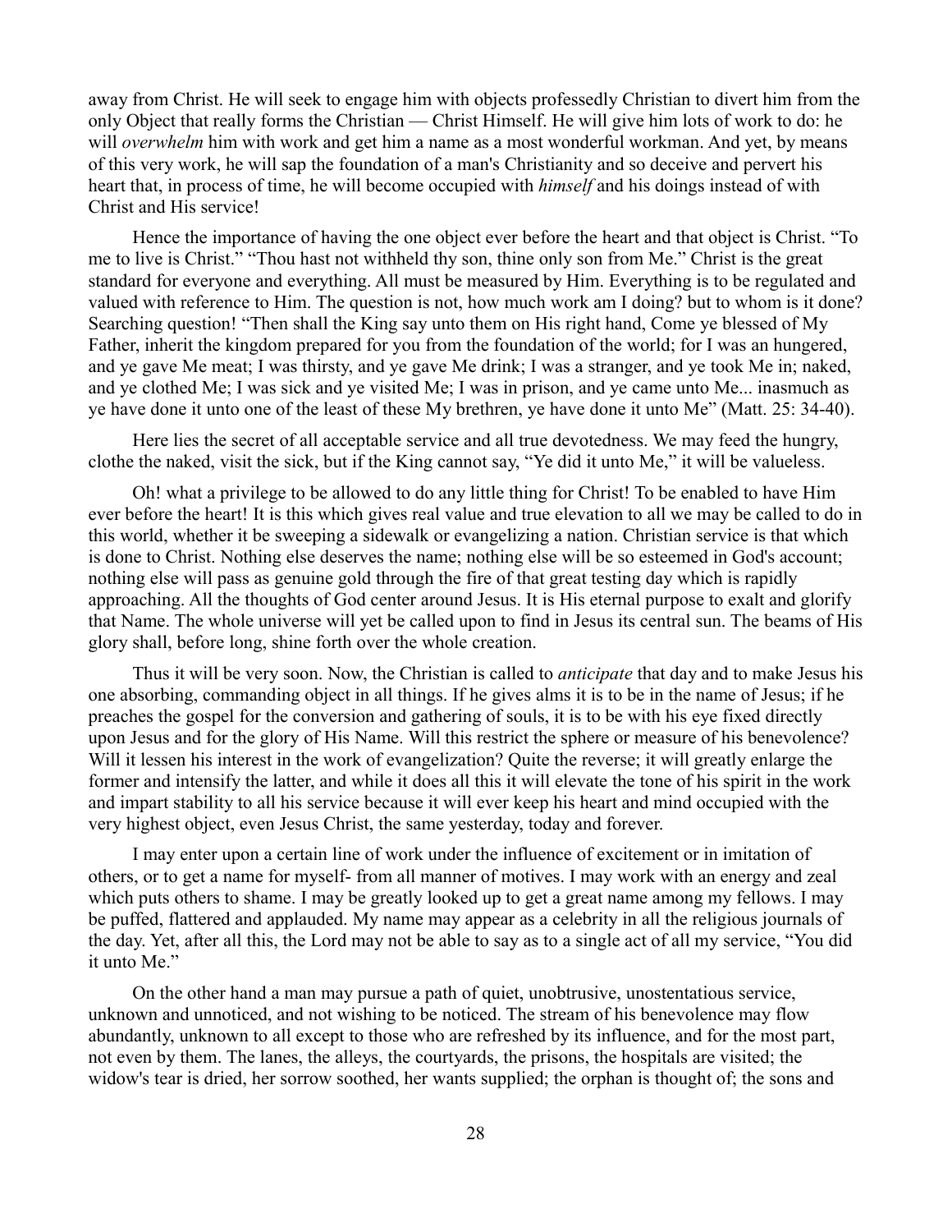away from Christ. He will seek to engage him with objects professedly Christian to divert him from the only Object that really forms the Christian — Christ Himself. He will give him lots of work to do: he will *overwhelm* him with work and get him a name as a most wonderful workman. And yet, by means of this very work, he will sap the foundation of a man's Christianity and so deceive and pervert his heart that, in process of time, he will become occupied with *himself* and his doings instead of with Christ and His service!

Hence the importance of having the one object ever before the heart and that object is Christ. "To me to live is Christ." "Thou hast not withheld thy son, thine only son from Me." Christ is the great standard for everyone and everything. All must be measured by Him. Everything is to be regulated and valued with reference to Him. The question is not, how much work am I doing? but to whom is it done? Searching question! "Then shall the King say unto them on His right hand, Come ye blessed of My Father, inherit the kingdom prepared for you from the foundation of the world; for I was an hungered, and ye gave Me meat; I was thirsty, and ye gave Me drink; I was a stranger, and ye took Me in; naked, and ye clothed Me; I was sick and ye visited Me; I was in prison, and ye came unto Me... inasmuch as ye have done it unto one of the least of these My brethren, ye have done it unto Me" (Matt. 25: 34-40).

Here lies the secret of all acceptable service and all true devotedness. We may feed the hungry, clothe the naked, visit the sick, but if the King cannot say, "Ye did it unto Me," it will be valueless.

Oh! what a privilege to be allowed to do any little thing for Christ! To be enabled to have Him ever before the heart! It is this which gives real value and true elevation to all we may be called to do in this world, whether it be sweeping a sidewalk or evangelizing a nation. Christian service is that which is done to Christ. Nothing else deserves the name; nothing else will be so esteemed in God's account; nothing else will pass as genuine gold through the fire of that great testing day which is rapidly approaching. All the thoughts of God center around Jesus. It is His eternal purpose to exalt and glorify that Name. The whole universe will yet be called upon to find in Jesus its central sun. The beams of His glory shall, before long, shine forth over the whole creation.

Thus it will be very soon. Now, the Christian is called to *anticipate* that day and to make Jesus his one absorbing, commanding object in all things. If he gives alms it is to be in the name of Jesus; if he preaches the gospel for the conversion and gathering of souls, it is to be with his eye fixed directly upon Jesus and for the glory of His Name. Will this restrict the sphere or measure of his benevolence? Will it lessen his interest in the work of evangelization? Quite the reverse; it will greatly enlarge the former and intensify the latter, and while it does all this it will elevate the tone of his spirit in the work and impart stability to all his service because it will ever keep his heart and mind occupied with the very highest object, even Jesus Christ, the same yesterday, today and forever.

I may enter upon a certain line of work under the influence of excitement or in imitation of others, or to get a name for myself- from all manner of motives. I may work with an energy and zeal which puts others to shame. I may be greatly looked up to get a great name among my fellows. I may be puffed, flattered and applauded. My name may appear as a celebrity in all the religious journals of the day. Yet, after all this, the Lord may not be able to say as to a single act of all my service, "You did it unto Me."

On the other hand a man may pursue a path of quiet, unobtrusive, unostentatious service, unknown and unnoticed, and not wishing to be noticed. The stream of his benevolence may flow abundantly, unknown to all except to those who are refreshed by its influence, and for the most part, not even by them. The lanes, the alleys, the courtyards, the prisons, the hospitals are visited; the widow's tear is dried, her sorrow soothed, her wants supplied; the orphan is thought of; the sons and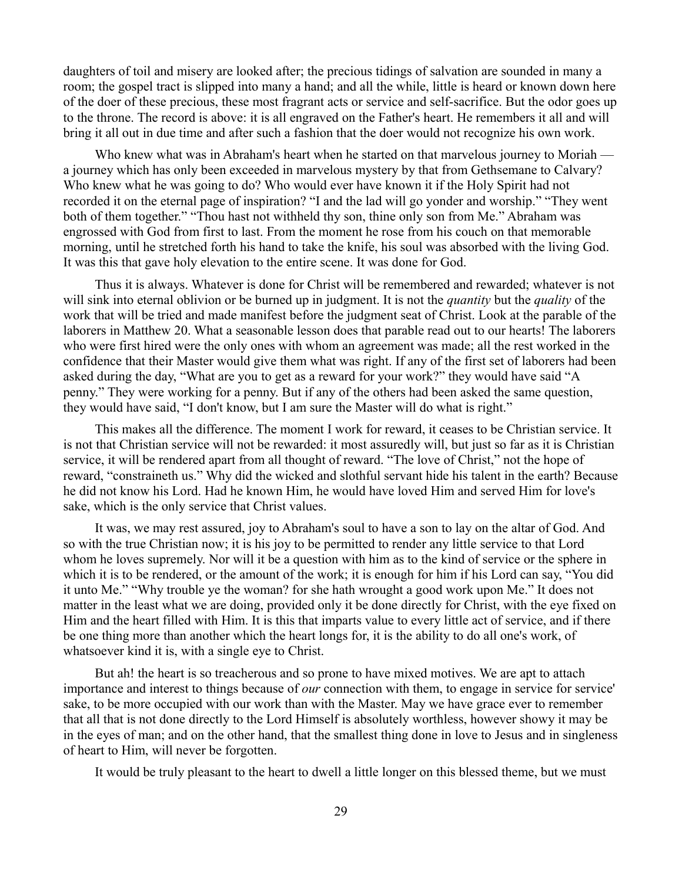daughters of toil and misery are looked after; the precious tidings of salvation are sounded in many a room; the gospel tract is slipped into many a hand; and all the while, little is heard or known down here of the doer of these precious, these most fragrant acts or service and self-sacrifice. But the odor goes up to the throne. The record is above: it is all engraved on the Father's heart. He remembers it all and will bring it all out in due time and after such a fashion that the doer would not recognize his own work.

Who knew what was in Abraham's heart when he started on that marvelous journey to Moriah — a journey which has only been exceeded in marvelous mystery by that from Gethsemane to Calvary? Who knew what he was going to do? Who would ever have known it if the Holy Spirit had not recorded it on the eternal page of inspiration? "I and the lad will go yonder and worship." "They went both of them together." "Thou hast not withheld thy son, thine only son from Me." Abraham was engrossed with God from first to last. From the moment he rose from his couch on that memorable morning, until he stretched forth his hand to take the knife, his soul was absorbed with the living God. It was this that gave holy elevation to the entire scene. It was done for God.

Thus it is always. Whatever is done for Christ will be remembered and rewarded; whatever is not will sink into eternal oblivion or be burned up in judgment. It is not the *quantity* but the *quality* of the work that will be tried and made manifest before the judgment seat of Christ. Look at the parable of the laborers in Matthew 20. What a seasonable lesson does that parable read out to our hearts! The laborers who were first hired were the only ones with whom an agreement was made; all the rest worked in the confidence that their Master would give them what was right. If any of the first set of laborers had been asked during the day, "What are you to get as a reward for your work?" they would have said "A penny." They were working for a penny. But if any of the others had been asked the same question, they would have said, "I don't know, but I am sure the Master will do what is right."

This makes all the difference. The moment I work for reward, it ceases to be Christian service. It is not that Christian service will not be rewarded: it most assuredly will, but just so far as it is Christian service, it will be rendered apart from all thought of reward. "The love of Christ," not the hope of reward, "constraineth us." Why did the wicked and slothful servant hide his talent in the earth? Because he did not know his Lord. Had he known Him, he would have loved Him and served Him for love's sake, which is the only service that Christ values.

It was, we may rest assured, joy to Abraham's soul to have a son to lay on the altar of God. And so with the true Christian now; it is his joy to be permitted to render any little service to that Lord whom he loves supremely. Nor will it be a question with him as to the kind of service or the sphere in which it is to be rendered, or the amount of the work; it is enough for him if his Lord can say, "You did it unto Me." "Why trouble ye the woman? for she hath wrought a good work upon Me." It does not matter in the least what we are doing, provided only it be done directly for Christ, with the eye fixed on Him and the heart filled with Him. It is this that imparts value to every little act of service, and if there be one thing more than another which the heart longs for, it is the ability to do all one's work, of whatsoever kind it is, with a single eye to Christ.

But ah! the heart is so treacherous and so prone to have mixed motives. We are apt to attach importance and interest to things because of *our* connection with them, to engage in service for service' sake, to be more occupied with our work than with the Master. May we have grace ever to remember that all that is not done directly to the Lord Himself is absolutely worthless, however showy it may be in the eyes of man; and on the other hand, that the smallest thing done in love to Jesus and in singleness of heart to Him, will never be forgotten.

It would be truly pleasant to the heart to dwell a little longer on this blessed theme, but we must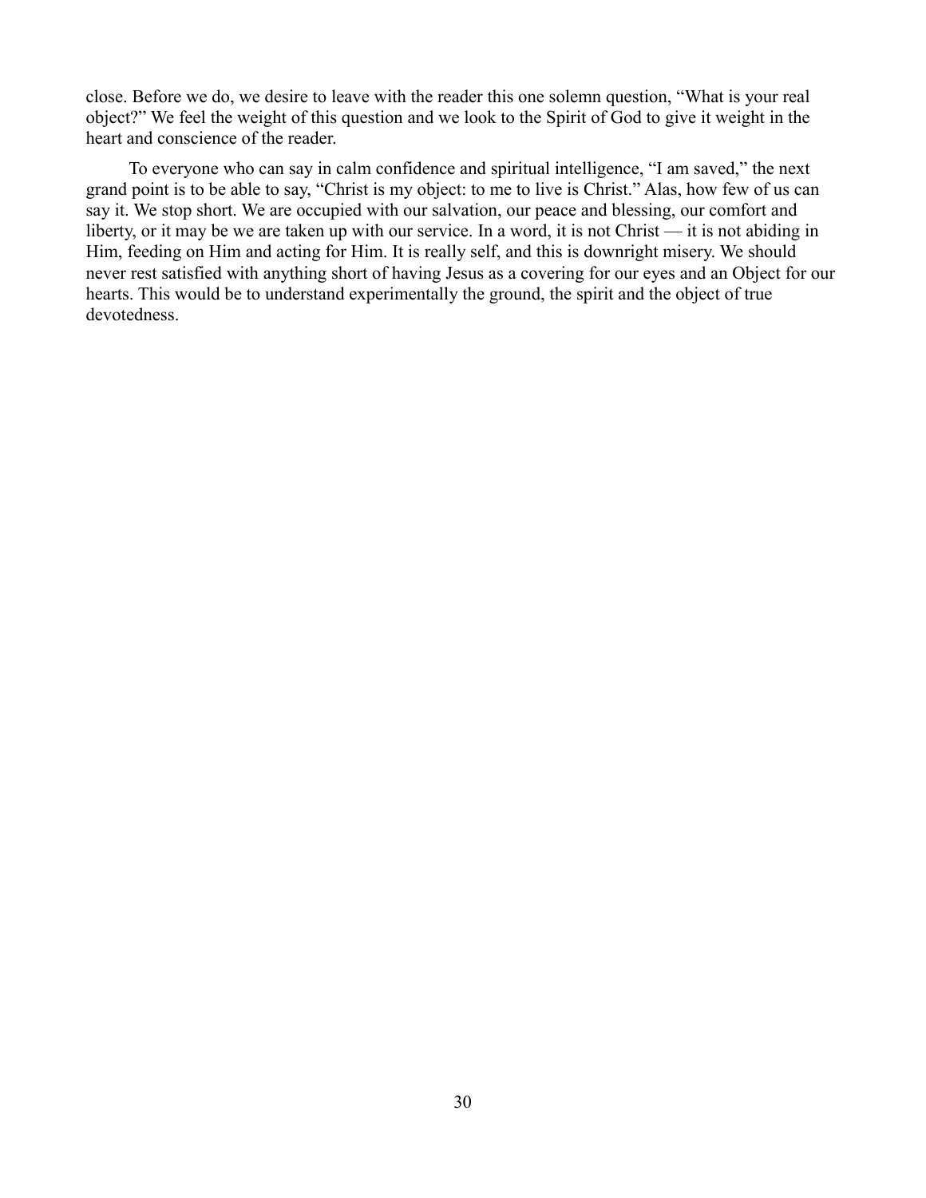close. Before we do, we desire to leave with the reader this one solemn question, "What is your real object?" We feel the weight of this question and we look to the Spirit of God to give it weight in the heart and conscience of the reader.

To everyone who can say in calm confidence and spiritual intelligence, "I am saved," the next grand point is to be able to say, "Christ is my object: to me to live is Christ." Alas, how few of us can say it. We stop short. We are occupied with our salvation, our peace and blessing, our comfort and liberty, or it may be we are taken up with our service. In a word, it is not Christ — it is not abiding in Him, feeding on Him and acting for Him. It is really self, and this is downright misery. We should never rest satisfied with anything short of having Jesus as a covering for our eyes and an Object for our hearts. This would be to understand experimentally the ground, the spirit and the object of true devotedness.